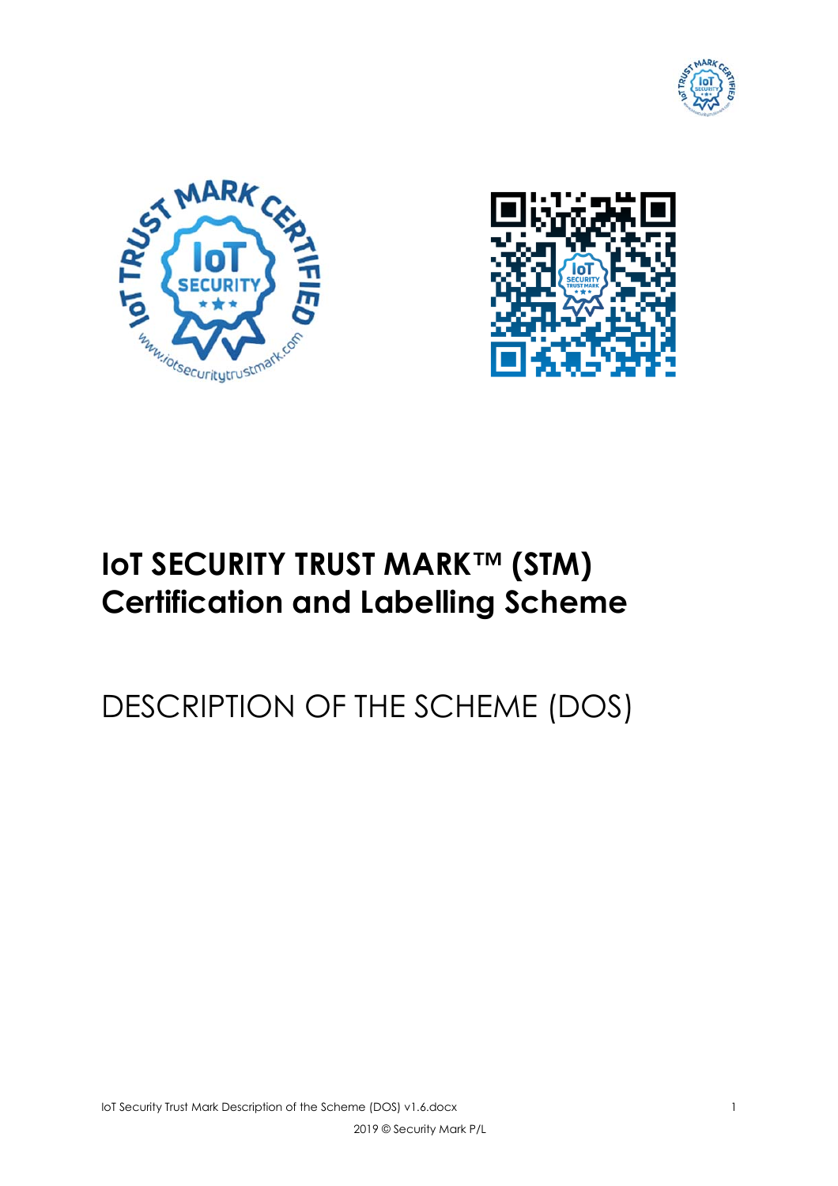# IoT SECURITY TRUST MARK™ (STM) Certification and Labelling Scheme

DESCRIPTION OF THE SCHEME (DOS)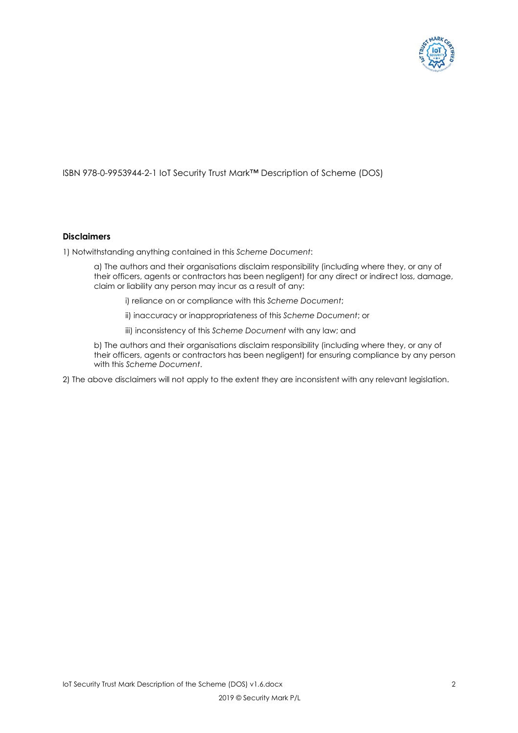ISBN 978-0-9953944-2-1 IoT Security Trust Mark™ Description of Scheme (DOS)

**Disclaimers**

1) Notwithstanding anything contained in this *Scheme Document*:

a) The authors and their organisations disclaim responsibility (including where they, or any of their officers, agents or contractors has been negligent) for any direct or indirect loss, damage, claim or liability any person may incur as a result of any:

i) reliance on or compliance with this *Scheme Document*;

ii) inaccuracy or inappropriateness of this *Scheme Document*; or

iii) inconsistency of this *Scheme Document* with any law; and

b) The authors and their organisations disclaim responsibility (including where they, or any of their officers, agents or contractors has been negligent) for ensuring compliance by any person with this *Scheme Document*.

2) The above disclaimers will not apply to the extent they are inconsistent with any relevant legislation.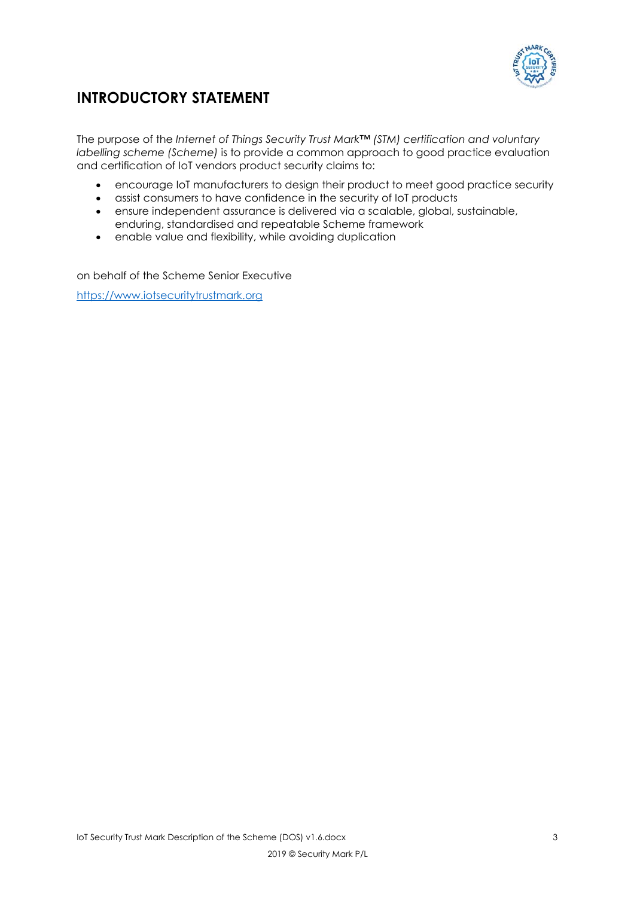# INTRODUCTORY STATEMENT

The purpose of the *Internet of Things Security Trust Mark™ (STM) certification and voluntary labelling scheme (Scheme)* is to provide a common approach to good practice evaluation and certification of IoT vendors product security claims to:

- encourage IoT manufacturers to design their product to meet good practice security
- assist consumers to have confidence in the security of IoT products
- ensure independent assurance is delivered via a scalable, global, sustainable, enduring, standardised and repeatable Scheme framework
- enable value and flexibility, while avoiding duplication

on behalf of the Scheme Senior Executive

[https://www.iotsecuritytrustmark.org](https://www.iotsecuritytrustmark.org)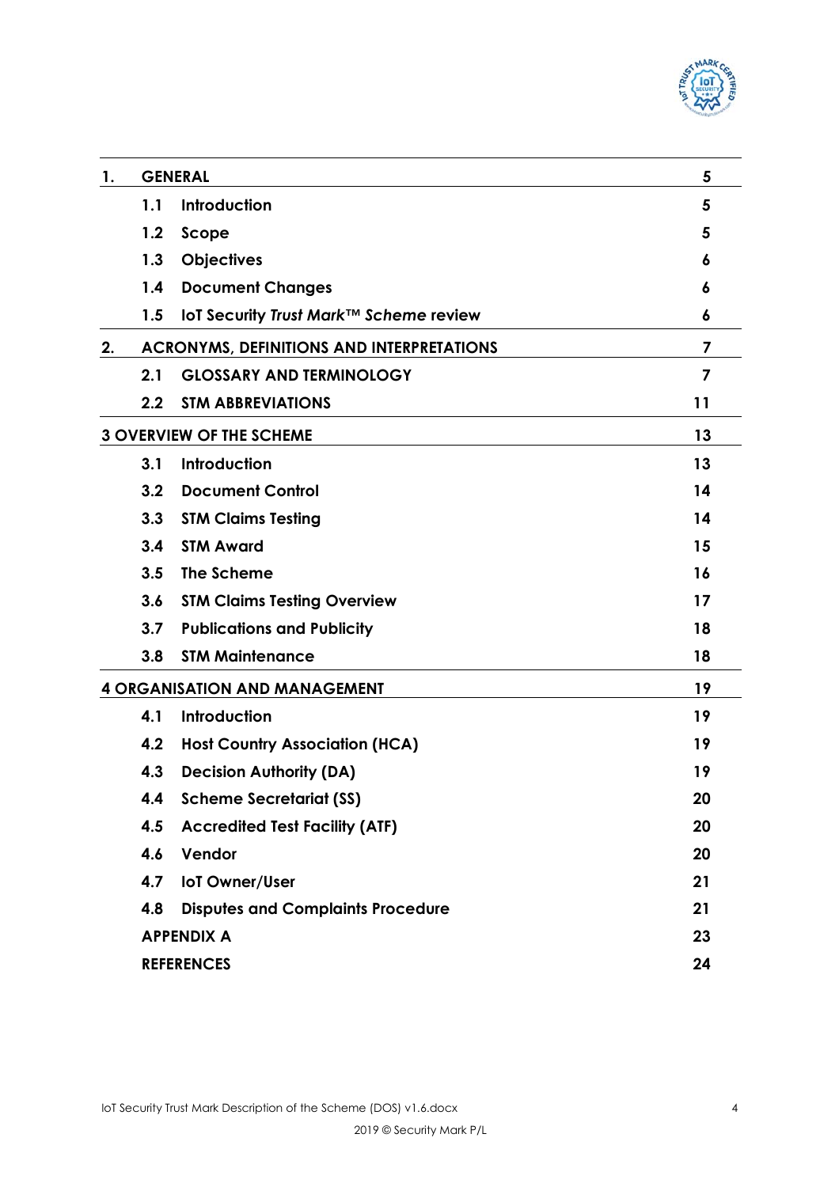| | | | |
|---|---|---|---|
| **1.** | **GENERAL** | | **5** |
| | **1.1** | **Introduction** | **5** |
| | **1.2** | **Scope** | **5** |
| | **1.3** | **Objectives** | **6** |
| | **1.4** | **Document Changes** | **6** |
| | **1.5** | **IoT Security *Trust Mark™ Scheme* review** | **6** |
| **2.** | **ACRONYMS, DEFINITIONS AND INTERPRETATIONS** | | **7** |
| | **2.1** | **GLOSSARY AND TERMINOLOGY** | **7** |
| | **2.2** | **STM ABBREVIATIONS** | **11** |
| **3 OVERVIEW OF THE SCHEME** | | | **13** |
| | **3.1** | **Introduction** | **13** |
| | **3.2** | **Document Control** | **14** |
| | **3.3** | **STM Claims Testing** | **14** |
| | **3.4** | **STM Award** | **15** |
| | **3.5** | **The Scheme** | **16** |
| | **3.6** | **STM Claims Testing Overview** | **17** |
| | **3.7** | **Publications and Publicity** | **18** |
| | **3.8** | **STM Maintenance** | **18** |
| **4 ORGANISATION AND MANAGEMENT** | | | **19** |
| | **4.1** | **Introduction** | **19** |
| | **4.2** | **Host Country Association (HCA)** | **19** |
| | **4.3** | **Decision Authority (DA)** | **19** |
| | **4.4** | **Scheme Secretariat (SS)** | **20** |
| | **4.5** | **Accredited Test Facility (ATF)** | **20** |
| | **4.6** | **Vendor** | **20** |
| | **4.7** | **IoT Owner/User** | **21** |
| | **4.8** | **Disputes and Complaints Procedure** | **21** |
| | **APPENDIX A** | | **23** |
| | **REFERENCES** | | **24** |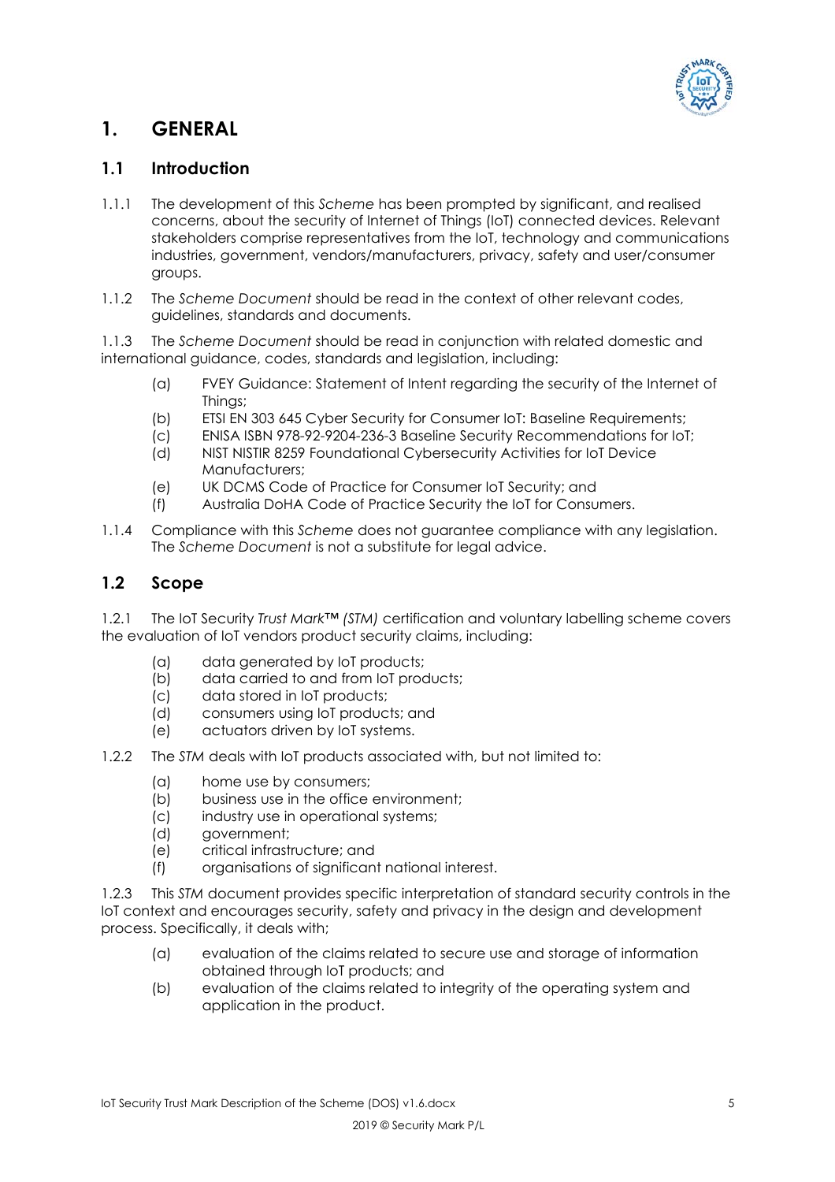# 1. GENERAL

## 1.1 Introduction

1.1.1 The development of this *Scheme* has been prompted by significant, and realised concerns, about the security of Internet of Things (IoT) connected devices. Relevant stakeholders comprise representatives from the IoT, technology and communications industries, government, vendors/manufacturers, privacy, safety and user/consumer groups.

1.1.2 The *Scheme Document* should be read in the context of other relevant codes, guidelines, standards and documents.

1.1.3 The *Scheme Document* should be read in conjunction with related domestic and international guidance, codes, standards and legislation, including:

- (a) FVEY Guidance: Statement of Intent regarding the security of the Internet of Things;
- (b) ETSI EN 303 645 Cyber Security for Consumer IoT: Baseline Requirements;
- (c) ENISA ISBN 978-92-9204-236-3 Baseline Security Recommendations for IoT;
- (d) NIST NISTIR 8259 Foundational Cybersecurity Activities for IoT Device Manufacturers;
- (e) UK DCMS Code of Practice for Consumer IoT Security; and
- (f) Australia DoHA Code of Practice Security the IoT for Consumers.

1.1.4 Compliance with this *Scheme* does not guarantee compliance with any legislation. The *Scheme Document* is not a substitute for legal advice.

## 1.2 Scope

1.2.1 The IoT Security *Trust Mark™ (STM)* certification and voluntary labelling scheme covers the evaluation of IoT vendors product security claims, including:

- (a) data generated by IoT products;
- (b) data carried to and from IoT products;
- (c) data stored in IoT products;
- (d) consumers using IoT products; and
- (e) actuators driven by IoT systems.

1.2.2 The *STM* deals with IoT products associated with, but not limited to:

- (a) home use by consumers;
- (b) business use in the office environment;
- (c) industry use in operational systems;
- (d) government;
- (e) critical infrastructure; and
- (f) organisations of significant national interest.

1.2.3 This *STM* document provides specific interpretation of standard security controls in the IoT context and encourages security, safety and privacy in the design and development process. Specifically, it deals with;

- (a) evaluation of the claims related to secure use and storage of information obtained through IoT products; and
- (b) evaluation of the claims related to integrity of the operating system and application in the product.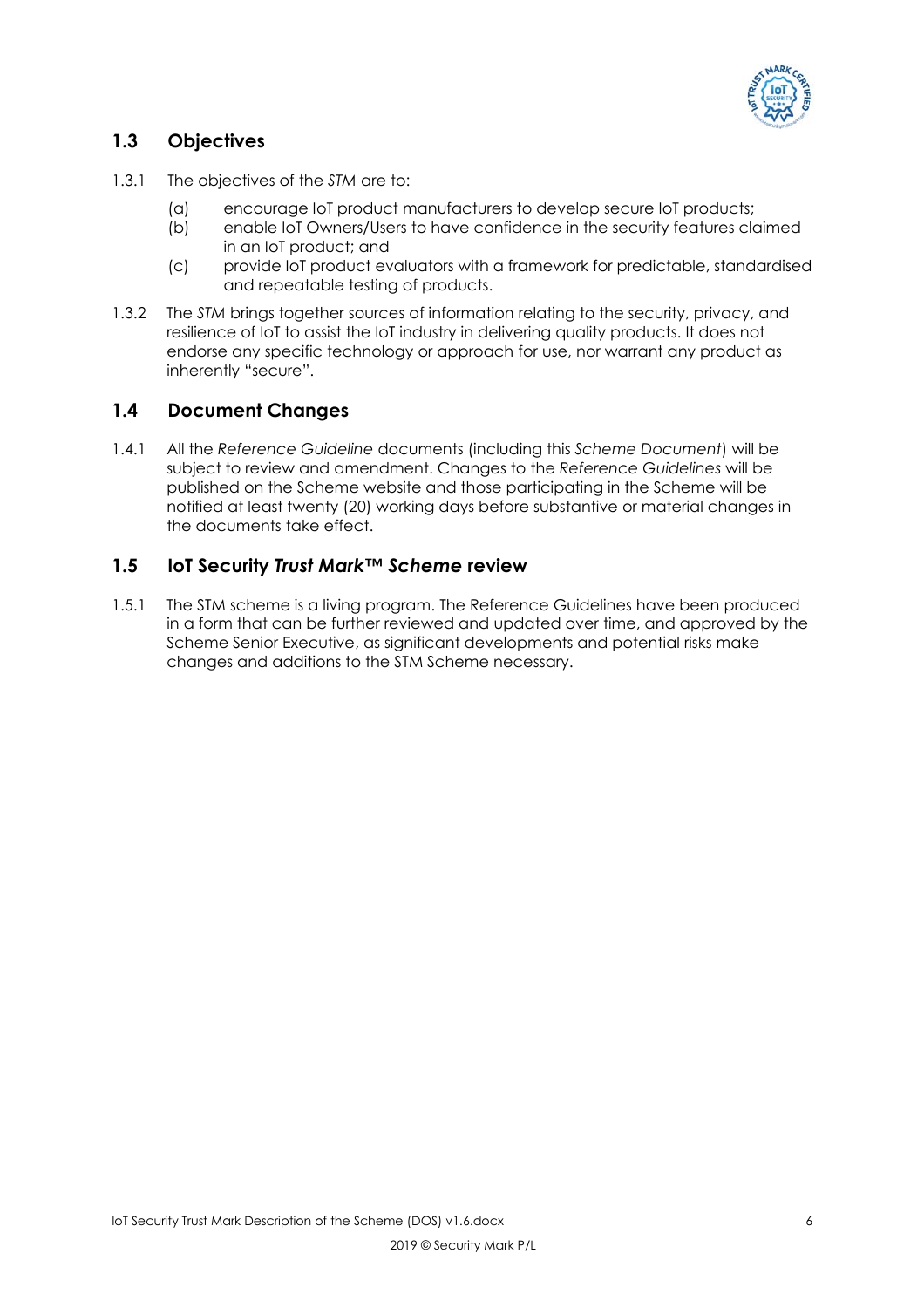## 1.3 Objectives

1.3.1 The objectives of the *STM* are to:

(a) encourage IoT product manufacturers to develop secure IoT products;
(b) enable IoT Owners/Users to have confidence in the security features claimed in an IoT product; and
(c) provide IoT product evaluators with a framework for predictable, standardised and repeatable testing of products.

1.3.2 The *STM* brings together sources of information relating to the security, privacy, and resilience of IoT to assist the IoT industry in delivering quality products. It does not endorse any specific technology or approach for use, nor warrant any product as inherently "secure".

## 1.4 Document Changes

1.4.1 All the *Reference Guideline* documents (including this *Scheme Document*) will be subject to review and amendment. Changes to the *Reference Guidelines* will be published on the Scheme website and those participating in the Scheme will be notified at least twenty (20) working days before substantive or material changes in the documents take effect.

## 1.5 IoT Security *Trust Mark™ Scheme* review

1.5.1 The STM scheme is a living program. The Reference Guidelines have been produced in a form that can be further reviewed and updated over time, and approved by the Scheme Senior Executive, as significant developments and potential risks make changes and additions to the STM Scheme necessary.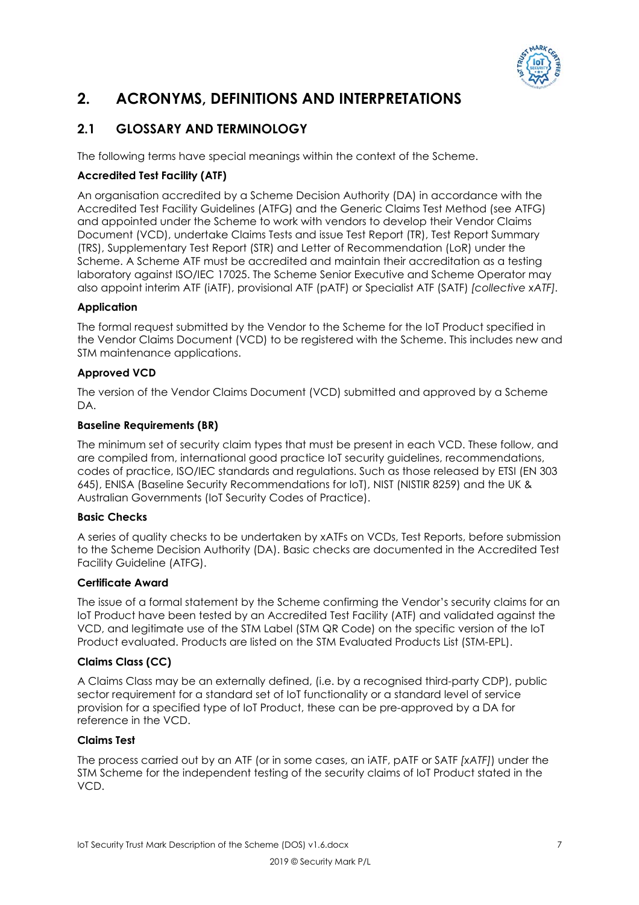# 2. ACRONYMS, DEFINITIONS AND INTERPRETATIONS

## 2.1 GLOSSARY AND TERMINOLOGY

The following terms have special meanings within the context of the Scheme.

**Accredited Test Facility (ATF)**

An organisation accredited by a Scheme Decision Authority (DA) in accordance with the Accredited Test Facility Guidelines (ATFG) and the Generic Claims Test Method (see ATFG) and appointed under the Scheme to work with vendors to develop their Vendor Claims Document (VCD), undertake Claims Tests and issue Test Report (TR), Test Report Summary (TRS), Supplementary Test Report (STR) and Letter of Recommendation (LoR) under the Scheme. A Scheme ATF must be accredited and maintain their accreditation as a testing laboratory against ISO/IEC 17025. The Scheme Senior Executive and Scheme Operator may also appoint interim ATF (iATF), provisional ATF (pATF) or Specialist ATF (SATF) *[collective xATF]*.

**Application**

The formal request submitted by the Vendor to the Scheme for the IoT Product specified in the Vendor Claims Document (VCD) to be registered with the Scheme. This includes new and STM maintenance applications.

**Approved VCD**

The version of the Vendor Claims Document (VCD) submitted and approved by a Scheme DA.

**Baseline Requirements (BR)**

The minimum set of security claim types that must be present in each VCD. These follow, and are compiled from, international good practice IoT security guidelines, recommendations, codes of practice, ISO/IEC standards and regulations. Such as those released by ETSI (EN 303 645), ENISA (Baseline Security Recommendations for IoT), NIST (NISTIR 8259) and the UK & Australian Governments (IoT Security Codes of Practice).

**Basic Checks**

A series of quality checks to be undertaken by xATFs on VCDs, Test Reports, before submission to the Scheme Decision Authority (DA). Basic checks are documented in the Accredited Test Facility Guideline (ATFG).

**Certificate Award**

The issue of a formal statement by the Scheme confirming the Vendor's security claims for an IoT Product have been tested by an Accredited Test Facility (ATF) and validated against the VCD, and legitimate use of the STM Label (STM QR Code) on the specific version of the IoT Product evaluated. Products are listed on the STM Evaluated Products List (STM-EPL).

**Claims Class (CC)**

A Claims Class may be an externally defined, (i.e. by a recognised third-party CDP), public sector requirement for a standard set of IoT functionality or a standard level of service provision for a specified type of IoT Product, these can be pre-approved by a DA for reference in the VCD.

**Claims Test**

The process carried out by an ATF (or in some cases, an iATF, pATF or SATF *[xATF]*) under the STM Scheme for the independent testing of the security claims of IoT Product stated in the VCD.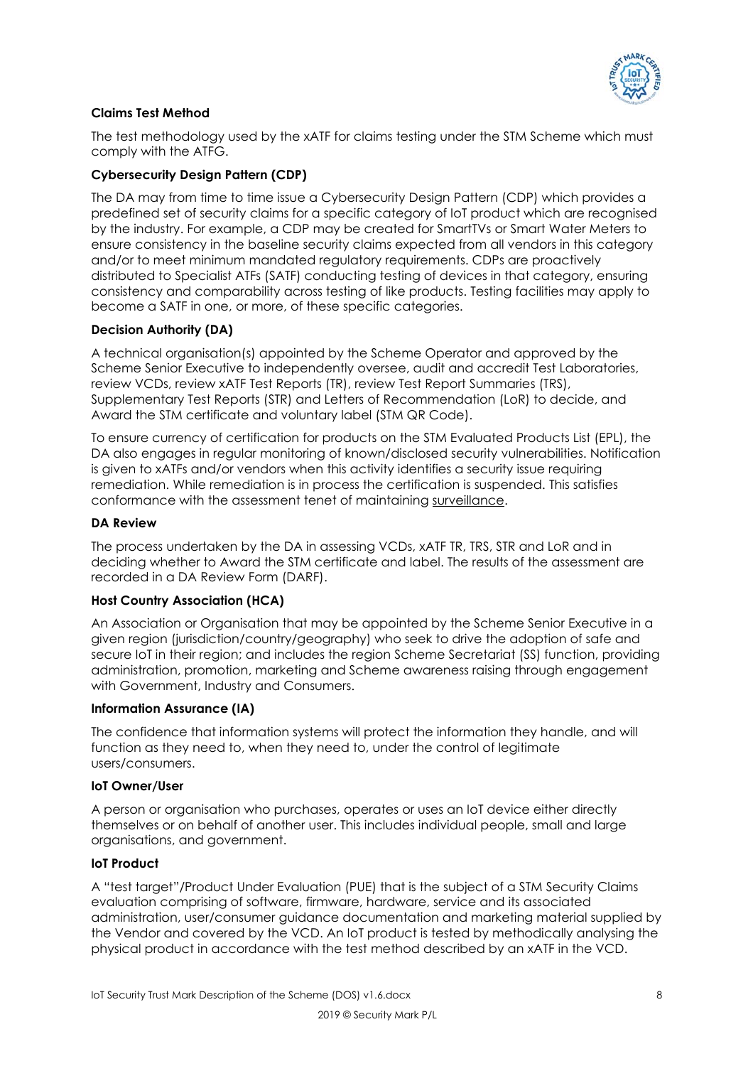**Claims Test Method**

The test methodology used by the xATF for claims testing under the STM Scheme which must comply with the ATFG.

**Cybersecurity Design Pattern (CDP)**

The DA may from time to time issue a Cybersecurity Design Pattern (CDP) which provides a predefined set of security claims for a specific category of IoT product which are recognised by the industry. For example, a CDP may be created for SmartTVs or Smart Water Meters to ensure consistency in the baseline security claims expected from all vendors in this category and/or to meet minimum mandated regulatory requirements. CDPs are proactively distributed to Specialist ATFs (SATF) conducting testing of devices in that category, ensuring consistency and comparability across testing of like products. Testing facilities may apply to become a SATF in one, or more, of these specific categories.

**Decision Authority (DA)**

A technical organisation(s) appointed by the Scheme Operator and approved by the Scheme Senior Executive to independently oversee, audit and accredit Test Laboratories, review VCDs, review xATF Test Reports (TR), review Test Report Summaries (TRS), Supplementary Test Reports (STR) and Letters of Recommendation (LoR) to decide, and Award the STM certificate and voluntary label (STM QR Code).

To ensure currency of certification for products on the STM Evaluated Products List (EPL), the DA also engages in regular monitoring of known/disclosed security vulnerabilities. Notification is given to xATFs and/or vendors when this activity identifies a security issue requiring remediation. While remediation is in process the certification is suspended. This satisfies conformance with the assessment tenet of maintaining surveillance.

**DA Review**

The process undertaken by the DA in assessing VCDs, xATF TR, TRS, STR and LoR and in deciding whether to Award the STM certificate and label. The results of the assessment are recorded in a DA Review Form (DARF).

**Host Country Association (HCA)**

An Association or Organisation that may be appointed by the Scheme Senior Executive in a given region (jurisdiction/country/geography) who seek to drive the adoption of safe and secure IoT in their region; and includes the region Scheme Secretariat (SS) function, providing administration, promotion, marketing and Scheme awareness raising through engagement with Government, Industry and Consumers.

**Information Assurance (IA)**

The confidence that information systems will protect the information they handle, and will function as they need to, when they need to, under the control of legitimate users/consumers.

**IoT Owner/User**

A person or organisation who purchases, operates or uses an IoT device either directly themselves or on behalf of another user. This includes individual people, small and large organisations, and government.

**IoT Product**

A "test target"/Product Under Evaluation (PUE) that is the subject of a STM Security Claims evaluation comprising of software, firmware, hardware, service and its associated administration, user/consumer guidance documentation and marketing material supplied by the Vendor and covered by the VCD. An IoT product is tested by methodically analysing the physical product in accordance with the test method described by an xATF in the VCD.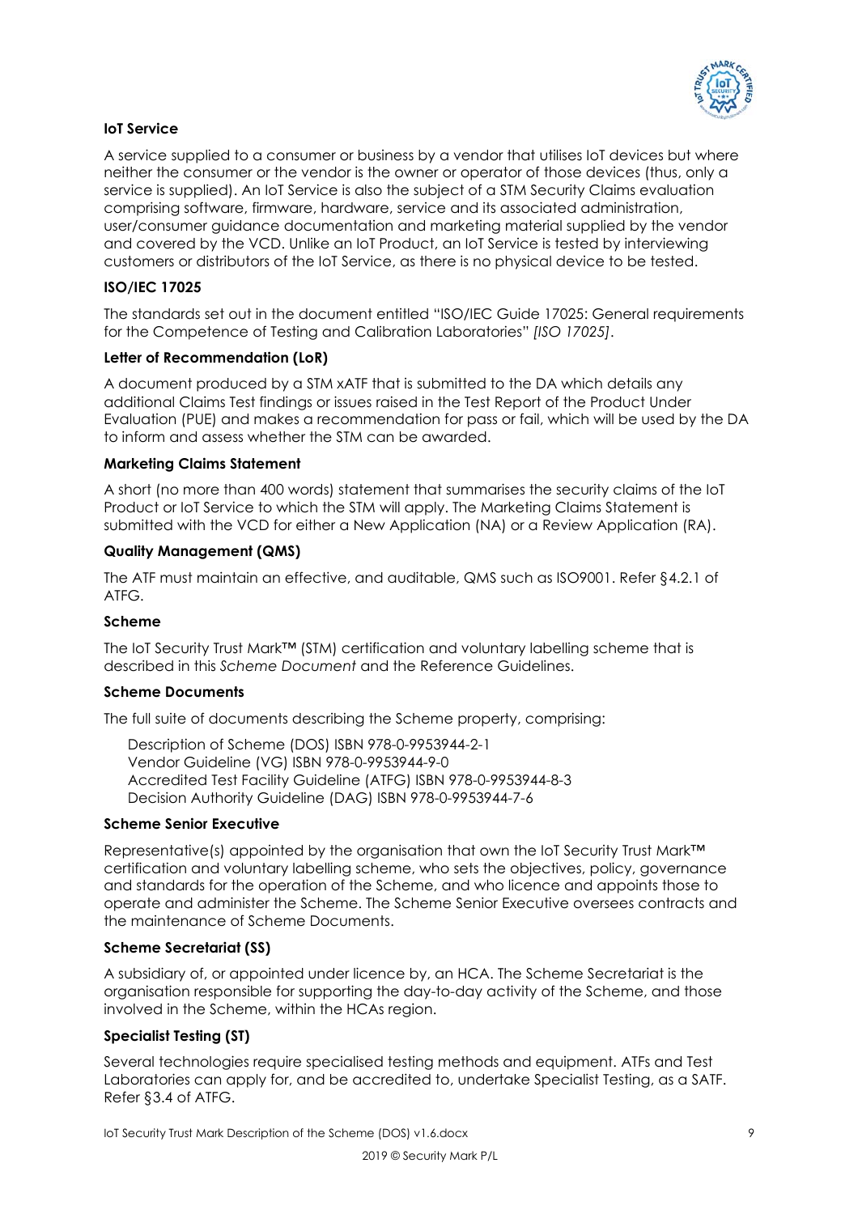**IoT Service**

A service supplied to a consumer or business by a vendor that utilises IoT devices but where neither the consumer or the vendor is the owner or operator of those devices (thus, only a service is supplied). An IoT Service is also the subject of a STM Security Claims evaluation comprising software, firmware, hardware, service and its associated administration, user/consumer guidance documentation and marketing material supplied by the vendor and covered by the VCD. Unlike an IoT Product, an IoT Service is tested by interviewing customers or distributors of the IoT Service, as there is no physical device to be tested.

**ISO/IEC 17025**

The standards set out in the document entitled "ISO/IEC Guide 17025: General requirements for the Competence of Testing and Calibration Laboratories" *[ISO 17025]*.

**Letter of Recommendation (LoR)**

A document produced by a STM xATF that is submitted to the DA which details any additional Claims Test findings or issues raised in the Test Report of the Product Under Evaluation (PUE) and makes a recommendation for pass or fail, which will be used by the DA to inform and assess whether the STM can be awarded.

**Marketing Claims Statement**

A short (no more than 400 words) statement that summarises the security claims of the IoT Product or IoT Service to which the STM will apply. The Marketing Claims Statement is submitted with the VCD for either a New Application (NA) or a Review Application (RA).

**Quality Management (QMS)**

The ATF must maintain an effective, and auditable, QMS such as ISO9001. Refer §4.2.1 of ATFG.

**Scheme**

The IoT Security Trust Mark™ (STM) certification and voluntary labelling scheme that is described in this *Scheme Document* and the Reference Guidelines.

**Scheme Documents**

The full suite of documents describing the Scheme property, comprising:

Description of Scheme (DOS) ISBN 978-0-9953944-2-1
Vendor Guideline (VG) ISBN 978-0-9953944-9-0
Accredited Test Facility Guideline (ATFG) ISBN 978-0-9953944-8-3
Decision Authority Guideline (DAG) ISBN 978-0-9953944-7-6

**Scheme Senior Executive**

Representative(s) appointed by the organisation that own the IoT Security Trust Mark™ certification and voluntary labelling scheme, who sets the objectives, policy, governance and standards for the operation of the Scheme, and who licence and appoints those to operate and administer the Scheme. The Scheme Senior Executive oversees contracts and the maintenance of Scheme Documents.

**Scheme Secretariat (SS)**

A subsidiary of, or appointed under licence by, an HCA. The Scheme Secretariat is the organisation responsible for supporting the day-to-day activity of the Scheme, and those involved in the Scheme, within the HCAs region.

**Specialist Testing (ST)**

Several technologies require specialised testing methods and equipment. ATFs and Test Laboratories can apply for, and be accredited to, undertake Specialist Testing, as a SATF. Refer §3.4 of ATFG.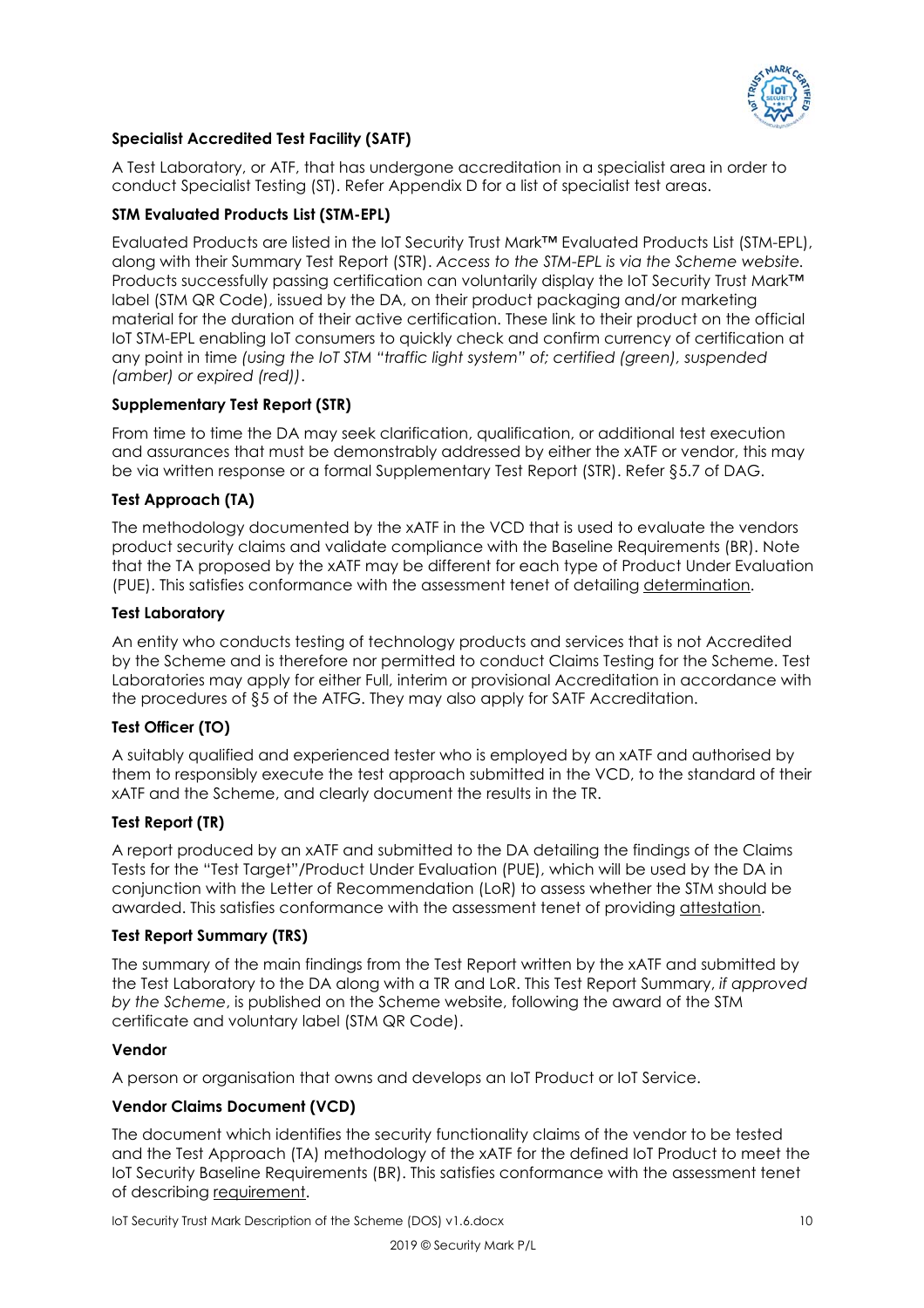**Specialist Accredited Test Facility (SATF)**

A Test Laboratory, or ATF, that has undergone accreditation in a specialist area in order to conduct Specialist Testing (ST). Refer Appendix D for a list of specialist test areas.

**STM Evaluated Products List (STM-EPL)**

Evaluated Products are listed in the IoT Security Trust Mark™ Evaluated Products List (STM-EPL), along with their Summary Test Report (STR). *Access to the STM-EPL is via the Scheme website.* Products successfully passing certification can voluntarily display the IoT Security Trust Mark™ label (STM QR Code), issued by the DA, on their product packaging and/or marketing material for the duration of their active certification. These link to their product on the official IoT STM-EPL enabling IoT consumers to quickly check and confirm currency of certification at any point in time *(using the IoT STM "traffic light system" of; certified (green), suspended (amber) or expired (red))*.

**Supplementary Test Report (STR)**

From time to time the DA may seek clarification, qualification, or additional test execution and assurances that must be demonstrably addressed by either the xATF or vendor, this may be via written response or a formal Supplementary Test Report (STR). Refer §5.7 of DAG.

**Test Approach (TA)**

The methodology documented by the xATF in the VCD that is used to evaluate the vendors product security claims and validate compliance with the Baseline Requirements (BR). Note that the TA proposed by the xATF may be different for each type of Product Under Evaluation (PUE). This satisfies conformance with the assessment tenet of detailing determination.

**Test Laboratory**

An entity who conducts testing of technology products and services that is not Accredited by the Scheme and is therefore nor permitted to conduct Claims Testing for the Scheme. Test Laboratories may apply for either Full, interim or provisional Accreditation in accordance with the procedures of §5 of the ATFG. They may also apply for SATF Accreditation.

**Test Officer (TO)**

A suitably qualified and experienced tester who is employed by an xATF and authorised by them to responsibly execute the test approach submitted in the VCD, to the standard of their xATF and the Scheme, and clearly document the results in the TR.

**Test Report (TR)**

A report produced by an xATF and submitted to the DA detailing the findings of the Claims Tests for the "Test Target"/Product Under Evaluation (PUE), which will be used by the DA in conjunction with the Letter of Recommendation (LoR) to assess whether the STM should be awarded. This satisfies conformance with the assessment tenet of providing attestation.

**Test Report Summary (TRS)**

The summary of the main findings from the Test Report written by the xATF and submitted by the Test Laboratory to the DA along with a TR and LoR. This Test Report Summary, *if approved by the Scheme*, is published on the Scheme website, following the award of the STM certificate and voluntary label (STM QR Code).

**Vendor**

A person or organisation that owns and develops an IoT Product or IoT Service.

**Vendor Claims Document (VCD)**

The document which identifies the security functionality claims of the vendor to be tested and the Test Approach (TA) methodology of the xATF for the defined IoT Product to meet the IoT Security Baseline Requirements (BR). This satisfies conformance with the assessment tenet of describing requirement.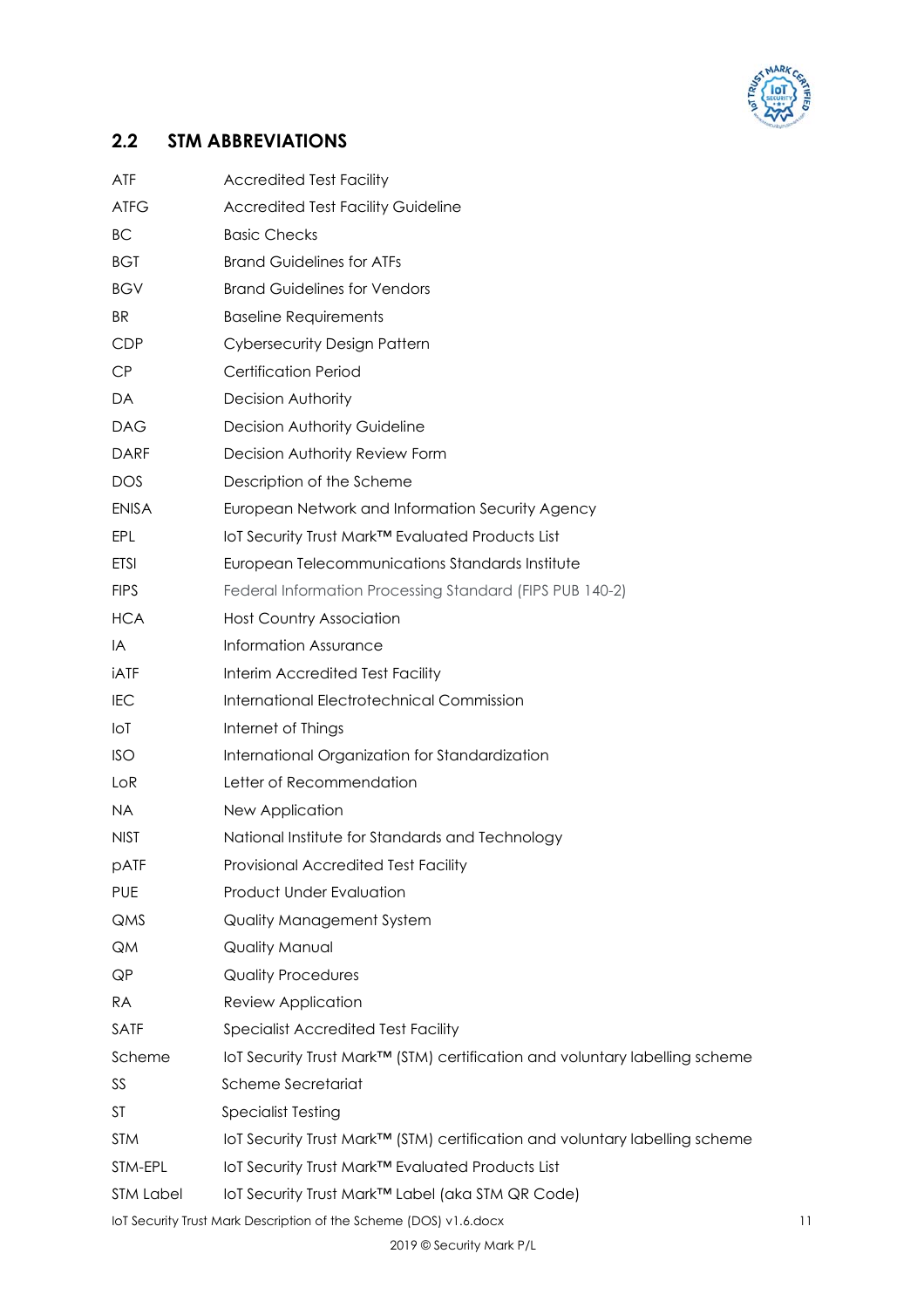## 2.2 STM ABBREVIATIONS

| | |
|---|---|
| ATF | Accredited Test Facility |
| ATFG | Accredited Test Facility Guideline |
| BC | Basic Checks |
| BGT | Brand Guidelines for ATFs |
| BGV | Brand Guidelines for Vendors |
| BR | Baseline Requirements |
| CDP | Cybersecurity Design Pattern |
| CP | Certification Period |
| DA | Decision Authority |
| DAG | Decision Authority Guideline |
| DARF | Decision Authority Review Form |
| DOS | Description of the Scheme |
| ENISA | European Network and Information Security Agency |
| EPL | IoT Security Trust Mark™ Evaluated Products List |
| ETSI | European Telecommunications Standards Institute |
| FIPS | Federal Information Processing Standard (FIPS PUB 140-2) |
| HCA | Host Country Association |
| IA | Information Assurance |
| iATF | Interim Accredited Test Facility |
| IEC | International Electrotechnical Commission |
| IoT | Internet of Things |
| ISO | International Organization for Standardization |
| LoR | Letter of Recommendation |
| NA | New Application |
| NIST | National Institute for Standards and Technology |
| pATF | Provisional Accredited Test Facility |
| PUE | Product Under Evaluation |
| QMS | Quality Management System |
| QM | Quality Manual |
| QP | Quality Procedures |
| RA | Review Application |
| SATF | Specialist Accredited Test Facility |
| Scheme | IoT Security Trust Mark™ (STM) certification and voluntary labelling scheme |
| SS | Scheme Secretariat |
| ST | Specialist Testing |
| STM | IoT Security Trust Mark™ (STM) certification and voluntary labelling scheme |
| STM-EPL | IoT Security Trust Mark™ Evaluated Products List |
| STM Label | IoT Security Trust Mark™ Label (aka STM QR Code) |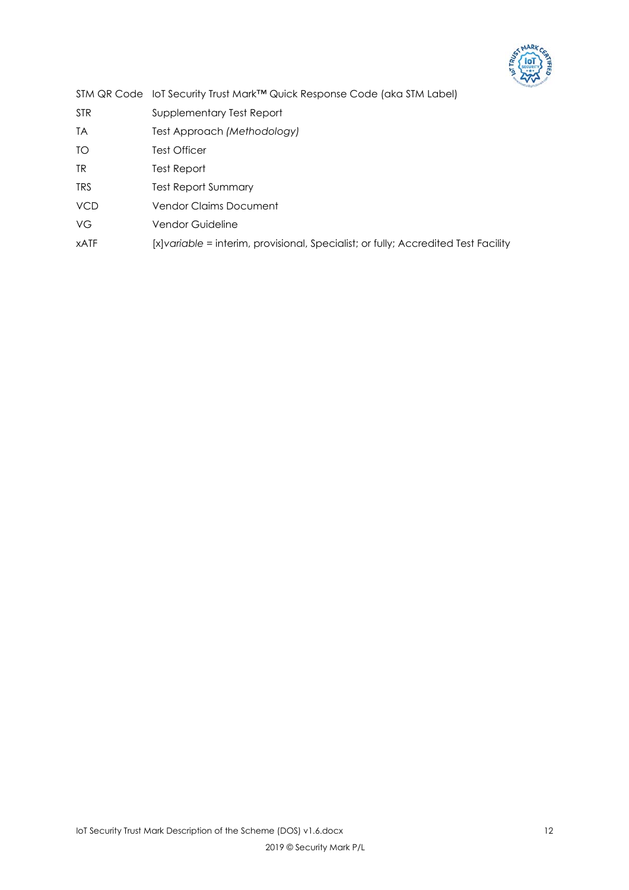| | |
|---|---|
| STM QR Code | IoT Security Trust Mark™ Quick Response Code (aka STM Label) |
| STR | Supplementary Test Report |
| TA | Test Approach *(Methodology)* |
| TO | Test Officer |
| TR | Test Report |
| TRS | Test Report Summary |
| VCD | Vendor Claims Document |
| VG | Vendor Guideline |
| xATF | [x]*variable* = interim, provisional, Specialist; or fully; Accredited Test Facility |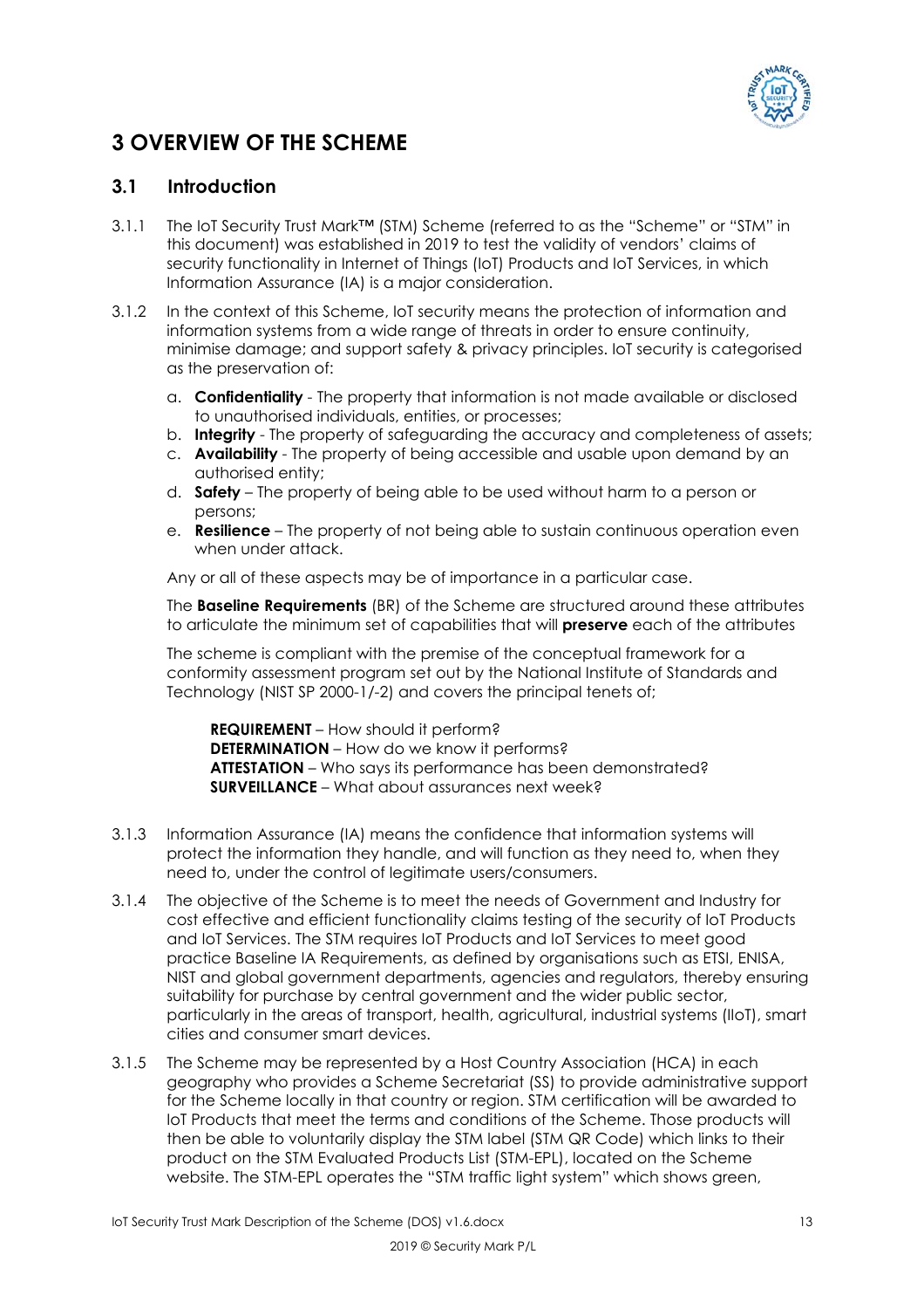# 3 OVERVIEW OF THE SCHEME

## 3.1 Introduction

3.1.1 The IoT Security Trust Mark™ (STM) Scheme (referred to as the "Scheme" or "STM" in this document) was established in 2019 to test the validity of vendors' claims of security functionality in Internet of Things (IoT) Products and IoT Services, in which Information Assurance (IA) is a major consideration.

3.1.2 In the context of this Scheme, IoT security means the protection of information and information systems from a wide range of threats in order to ensure continuity, minimise damage; and support safety & privacy principles. IoT security is categorised as the preservation of:

a. **Confidentiality** - The property that information is not made available or disclosed to unauthorised individuals, entities, or processes;
b. **Integrity** - The property of safeguarding the accuracy and completeness of assets;
c. **Availability** - The property of being accessible and usable upon demand by an authorised entity;
d. **Safety** – The property of being able to be used without harm to a person or persons;
e. **Resilience** – The property of not being able to sustain continuous operation even when under attack.

Any or all of these aspects may be of importance in a particular case.

The **Baseline Requirements** (BR) of the Scheme are structured around these attributes to articulate the minimum set of capabilities that will **preserve** each of the attributes

The scheme is compliant with the premise of the conceptual framework for a conformity assessment program set out by the National Institute of Standards and Technology (NIST SP 2000-1/-2) and covers the principal tenets of;

**REQUIREMENT** – How should it perform?
**DETERMINATION** – How do we know it performs?
**ATTESTATION** – Who says its performance has been demonstrated?
**SURVEILLANCE** – What about assurances next week?

3.1.3 Information Assurance (IA) means the confidence that information systems will protect the information they handle, and will function as they need to, when they need to, under the control of legitimate users/consumers.

3.1.4 The objective of the Scheme is to meet the needs of Government and Industry for cost effective and efficient functionality claims testing of the security of IoT Products and IoT Services. The STM requires IoT Products and IoT Services to meet good practice Baseline IA Requirements, as defined by organisations such as ETSI, ENISA, NIST and global government departments, agencies and regulators, thereby ensuring suitability for purchase by central government and the wider public sector, particularly in the areas of transport, health, agricultural, industrial systems (IIoT), smart cities and consumer smart devices.

3.1.5 The Scheme may be represented by a Host Country Association (HCA) in each geography who provides a Scheme Secretariat (SS) to provide administrative support for the Scheme locally in that country or region. STM certification will be awarded to IoT Products that meet the terms and conditions of the Scheme. Those products will then be able to voluntarily display the STM label (STM QR Code) which links to their product on the STM Evaluated Products List (STM-EPL), located on the Scheme website. The STM-EPL operates the "STM traffic light system" which shows green,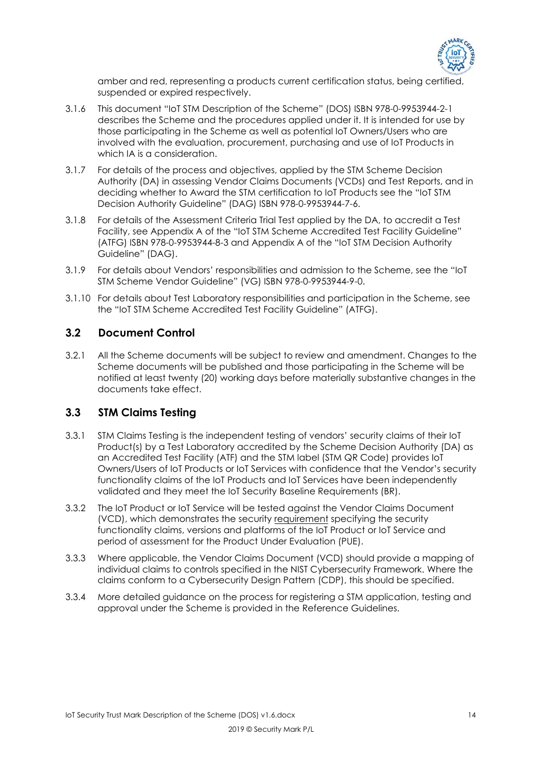amber and red, representing a products current certification status, being certified, suspended or expired respectively.

3.1.6 This document "IoT STM Description of the Scheme" (DOS) ISBN 978-0-9953944-2-1 describes the Scheme and the procedures applied under it. It is intended for use by those participating in the Scheme as well as potential IoT Owners/Users who are involved with the evaluation, procurement, purchasing and use of IoT Products in which IA is a consideration.

3.1.7 For details of the process and objectives, applied by the STM Scheme Decision Authority (DA) in assessing Vendor Claims Documents (VCDs) and Test Reports, and in deciding whether to Award the STM certification to IoT Products see the "IoT STM Decision Authority Guideline" (DAG) ISBN 978-0-9953944-7-6.

3.1.8 For details of the Assessment Criteria Trial Test applied by the DA, to accredit a Test Facility, see Appendix A of the "IoT STM Scheme Accredited Test Facility Guideline" (ATFG) ISBN 978-0-9953944-8-3 and Appendix A of the "IoT STM Decision Authority Guideline" (DAG).

3.1.9 For details about Vendors' responsibilities and admission to the Scheme, see the "IoT STM Scheme Vendor Guideline" (VG) ISBN 978-0-9953944-9-0.

3.1.10 For details about Test Laboratory responsibilities and participation in the Scheme, see the "IoT STM Scheme Accredited Test Facility Guideline" (ATFG).

## 3.2 Document Control

3.2.1 All the Scheme documents will be subject to review and amendment. Changes to the Scheme documents will be published and those participating in the Scheme will be notified at least twenty (20) working days before materially substantive changes in the documents take effect.

## 3.3 STM Claims Testing

3.3.1 STM Claims Testing is the independent testing of vendors' security claims of their IoT Product(s) by a Test Laboratory accredited by the Scheme Decision Authority (DA) as an Accredited Test Facility (ATF) and the STM label (STM QR Code) provides IoT Owners/Users of IoT Products or IoT Services with confidence that the Vendor's security functionality claims of the IoT Products and IoT Services have been independently validated and they meet the IoT Security Baseline Requirements (BR).

3.3.2 The IoT Product or IoT Service will be tested against the Vendor Claims Document (VCD), which demonstrates the security requirement specifying the security functionality claims, versions and platforms of the IoT Product or IoT Service and period of assessment for the Product Under Evaluation (PUE).

3.3.3 Where applicable, the Vendor Claims Document (VCD) should provide a mapping of individual claims to controls specified in the NIST Cybersecurity Framework. Where the claims conform to a Cybersecurity Design Pattern (CDP), this should be specified.

3.3.4 More detailed guidance on the process for registering a STM application, testing and approval under the Scheme is provided in the Reference Guidelines.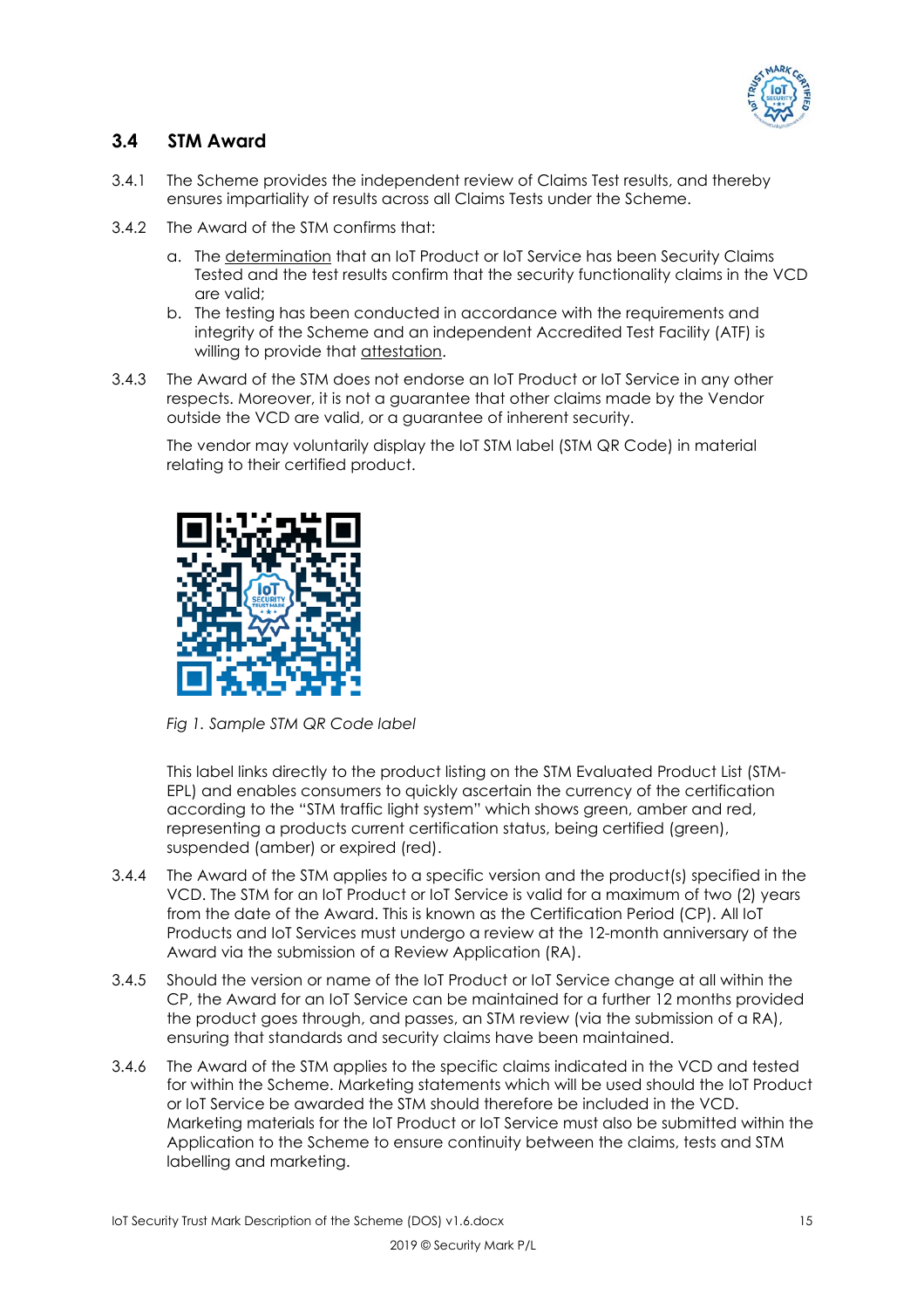## 3.4 STM Award

3.4.1 The Scheme provides the independent review of Claims Test results, and thereby ensures impartiality of results across all Claims Tests under the Scheme.

3.4.2 The Award of the STM confirms that:

a. The determination that an IoT Product or IoT Service has been Security Claims Tested and the test results confirm that the security functionality claims in the VCD are valid;
b. The testing has been conducted in accordance with the requirements and integrity of the Scheme and an independent Accredited Test Facility (ATF) is willing to provide that attestation.

3.4.3 The Award of the STM does not endorse an IoT Product or IoT Service in any other respects. Moreover, it is not a guarantee that other claims made by the Vendor outside the VCD are valid, or a guarantee of inherent security.

The vendor may voluntarily display the IoT STM label (STM QR Code) in material relating to their certified product.

*Fig 1. Sample STM QR Code label*

This label links directly to the product listing on the STM Evaluated Product List (STM-EPL) and enables consumers to quickly ascertain the currency of the certification according to the "STM traffic light system" which shows green, amber and red, representing a products current certification status, being certified (green), suspended (amber) or expired (red).

3.4.4 The Award of the STM applies to a specific version and the product(s) specified in the VCD. The STM for an IoT Product or IoT Service is valid for a maximum of two (2) years from the date of the Award. This is known as the Certification Period (CP). All IoT Products and IoT Services must undergo a review at the 12-month anniversary of the Award via the submission of a Review Application (RA).

3.4.5 Should the version or name of the IoT Product or IoT Service change at all within the CP, the Award for an IoT Service can be maintained for a further 12 months provided the product goes through, and passes, an STM review (via the submission of a RA), ensuring that standards and security claims have been maintained.

3.4.6 The Award of the STM applies to the specific claims indicated in the VCD and tested for within the Scheme. Marketing statements which will be used should the IoT Product or IoT Service be awarded the STM should therefore be included in the VCD. Marketing materials for the IoT Product or IoT Service must also be submitted within the Application to the Scheme to ensure continuity between the claims, tests and STM labelling and marketing.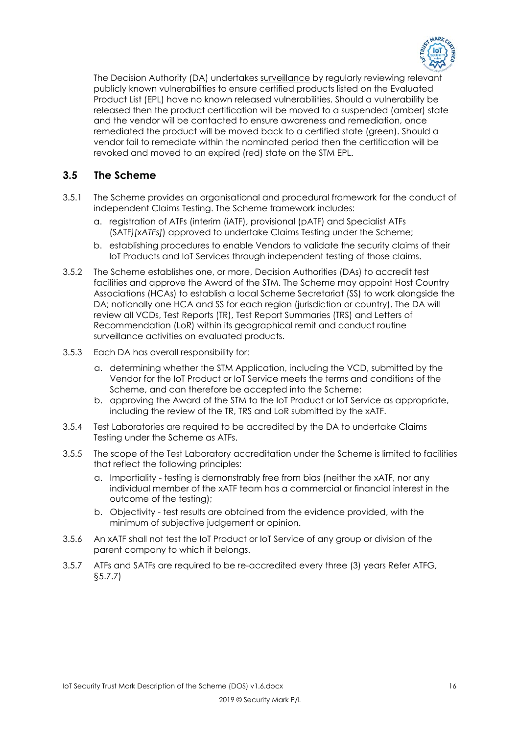The Decision Authority (DA) undertakes surveillance by regularly reviewing relevant publicly known vulnerabilities to ensure certified products listed on the Evaluated Product List (EPL) have no known released vulnerabilities. Should a vulnerability be released then the product certification will be moved to a suspended (amber) state and the vendor will be contacted to ensure awareness and remediation, once remediated the product will be moved back to a certified state (green). Should a vendor fail to remediate within the nominated period then the certification will be revoked and moved to an expired (red) state on the STM EPL.

## 3.5 The Scheme

3.5.1 The Scheme provides an organisational and procedural framework for the conduct of independent Claims Testing. The Scheme framework includes:

a. registration of ATFs (interim (iATF), provisional (pATF) and Specialist ATFs (SATF*)[xATFs]*) approved to undertake Claims Testing under the Scheme;

b. establishing procedures to enable Vendors to validate the security claims of their IoT Products and IoT Services through independent testing of those claims.

3.5.2 The Scheme establishes one, or more, Decision Authorities (DAs) to accredit test facilities and approve the Award of the STM. The Scheme may appoint Host Country Associations (HCAs) to establish a local Scheme Secretariat (SS) to work alongside the DA; notionally one HCA and SS for each region (jurisdiction or country). The DA will review all VCDs, Test Reports (TR), Test Report Summaries (TRS) and Letters of Recommendation (LoR) within its geographical remit and conduct routine surveillance activities on evaluated products.

3.5.3 Each DA has overall responsibility for:

a. determining whether the STM Application, including the VCD, submitted by the Vendor for the IoT Product or IoT Service meets the terms and conditions of the Scheme, and can therefore be accepted into the Scheme;

b. approving the Award of the STM to the IoT Product or IoT Service as appropriate, including the review of the TR, TRS and LoR submitted by the xATF.

3.5.4 Test Laboratories are required to be accredited by the DA to undertake Claims Testing under the Scheme as ATFs.

3.5.5 The scope of the Test Laboratory accreditation under the Scheme is limited to facilities that reflect the following principles:

a. Impartiality - testing is demonstrably free from bias (neither the xATF, nor any individual member of the xATF team has a commercial or financial interest in the outcome of the testing);

b. Objectivity - test results are obtained from the evidence provided, with the minimum of subjective judgement or opinion.

3.5.6 An xATF shall not test the IoT Product or IoT Service of any group or division of the parent company to which it belongs.

3.5.7 ATFs and SATFs are required to be re-accredited every three (3) years Refer ATFG, §5.7.7)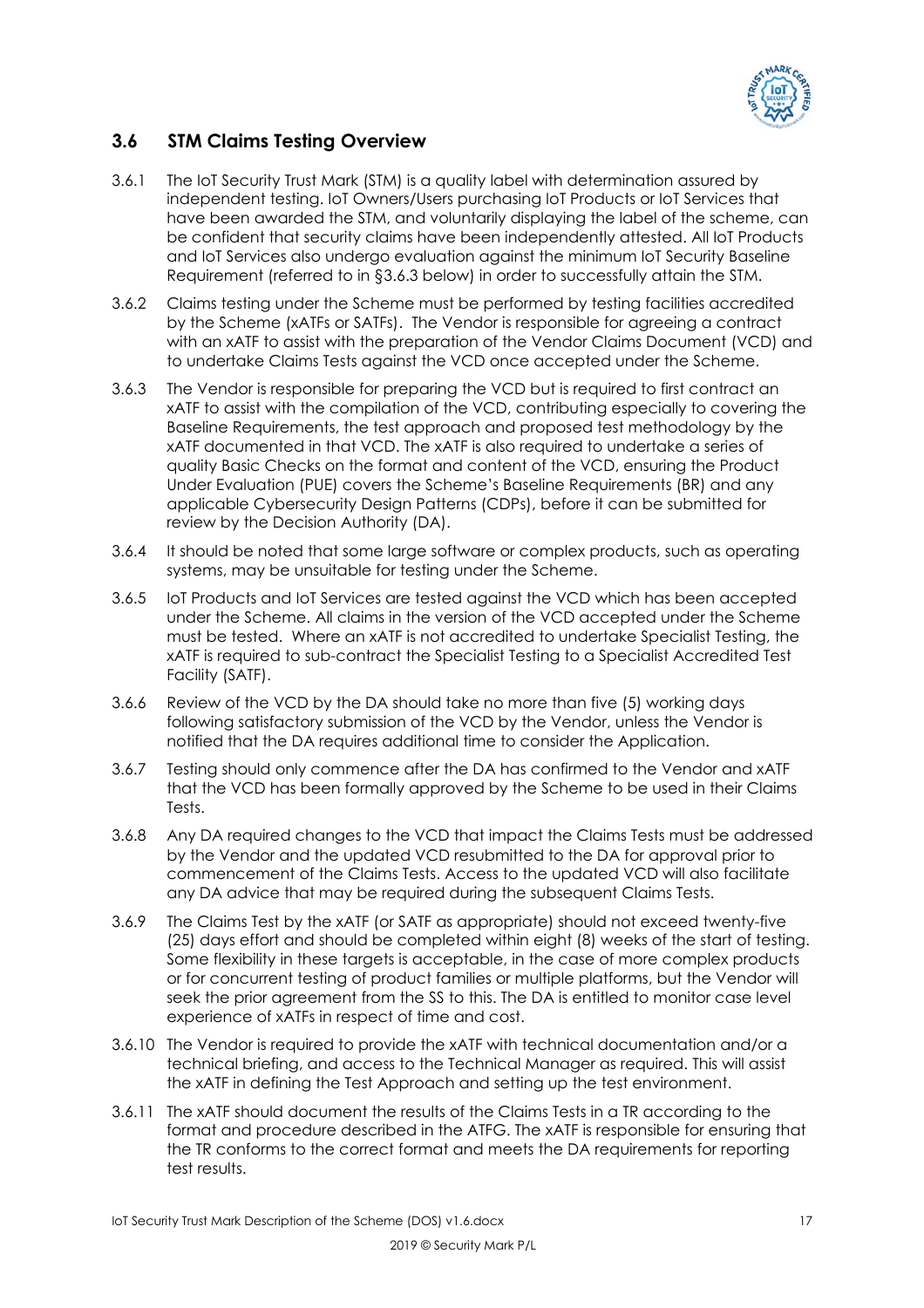### 3.6 STM Claims Testing Overview

3.6.1 The IoT Security Trust Mark (STM) is a quality label with determination assured by independent testing. IoT Owners/Users purchasing IoT Products or IoT Services that have been awarded the STM, and voluntarily displaying the label of the scheme, can be confident that security claims have been independently attested. All IoT Products and IoT Services also undergo evaluation against the minimum IoT Security Baseline Requirement (referred to in §3.6.3 below) in order to successfully attain the STM.

3.6.2 Claims testing under the Scheme must be performed by testing facilities accredited by the Scheme (xATFs or SATFs). The Vendor is responsible for agreeing a contract with an xATF to assist with the preparation of the Vendor Claims Document (VCD) and to undertake Claims Tests against the VCD once accepted under the Scheme.

3.6.3 The Vendor is responsible for preparing the VCD but is required to first contract an xATF to assist with the compilation of the VCD, contributing especially to covering the Baseline Requirements, the test approach and proposed test methodology by the xATF documented in that VCD. The xATF is also required to undertake a series of quality Basic Checks on the format and content of the VCD, ensuring the Product Under Evaluation (PUE) covers the Scheme's Baseline Requirements (BR) and any applicable Cybersecurity Design Patterns (CDPs), before it can be submitted for review by the Decision Authority (DA).

3.6.4 It should be noted that some large software or complex products, such as operating systems, may be unsuitable for testing under the Scheme.

3.6.5 IoT Products and IoT Services are tested against the VCD which has been accepted under the Scheme. All claims in the version of the VCD accepted under the Scheme must be tested. Where an xATF is not accredited to undertake Specialist Testing, the xATF is required to sub-contract the Specialist Testing to a Specialist Accredited Test Facility (SATF).

3.6.6 Review of the VCD by the DA should take no more than five (5) working days following satisfactory submission of the VCD by the Vendor, unless the Vendor is notified that the DA requires additional time to consider the Application.

3.6.7 Testing should only commence after the DA has confirmed to the Vendor and xATF that the VCD has been formally approved by the Scheme to be used in their Claims Tests.

3.6.8 Any DA required changes to the VCD that impact the Claims Tests must be addressed by the Vendor and the updated VCD resubmitted to the DA for approval prior to commencement of the Claims Tests. Access to the updated VCD will also facilitate any DA advice that may be required during the subsequent Claims Tests.

3.6.9 The Claims Test by the xATF (or SATF as appropriate) should not exceed twenty-five (25) days effort and should be completed within eight (8) weeks of the start of testing. Some flexibility in these targets is acceptable, in the case of more complex products or for concurrent testing of product families or multiple platforms, but the Vendor will seek the prior agreement from the SS to this. The DA is entitled to monitor case level experience of xATFs in respect of time and cost.

3.6.10 The Vendor is required to provide the xATF with technical documentation and/or a technical briefing, and access to the Technical Manager as required. This will assist the xATF in defining the Test Approach and setting up the test environment.

3.6.11 The xATF should document the results of the Claims Tests in a TR according to the format and procedure described in the ATFG. The xATF is responsible for ensuring that the TR conforms to the correct format and meets the DA requirements for reporting test results.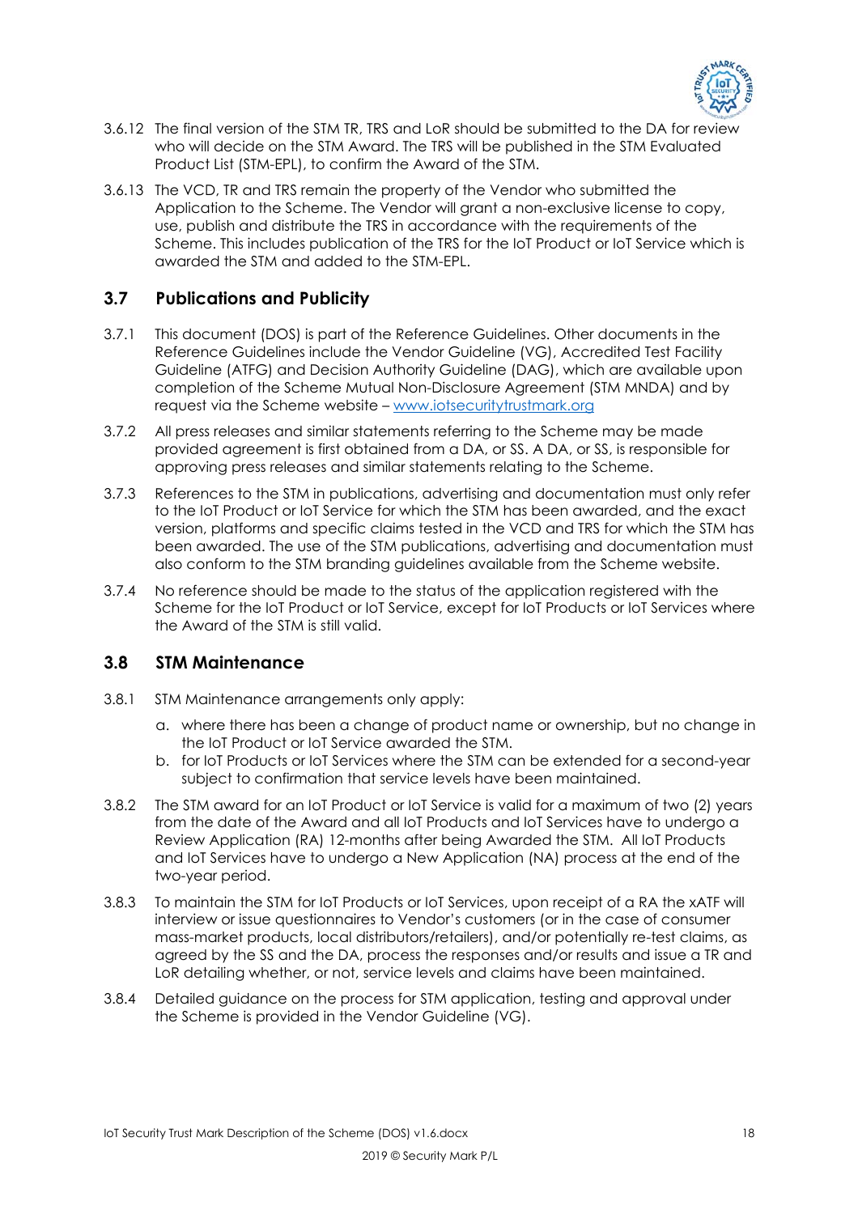3.6.12 The final version of the STM TR, TRS and LoR should be submitted to the DA for review who will decide on the STM Award. The TRS will be published in the STM Evaluated Product List (STM-EPL), to confirm the Award of the STM.

3.6.13 The VCD, TR and TRS remain the property of the Vendor who submitted the Application to the Scheme. The Vendor will grant a non-exclusive license to copy, use, publish and distribute the TRS in accordance with the requirements of the Scheme. This includes publication of the TRS for the IoT Product or IoT Service which is awarded the STM and added to the STM-EPL.

## 3.7 Publications and Publicity

3.7.1 This document (DOS) is part of the Reference Guidelines. Other documents in the Reference Guidelines include the Vendor Guideline (VG), Accredited Test Facility Guideline (ATFG) and Decision Authority Guideline (DAG), which are available upon completion of the Scheme Mutual Non-Disclosure Agreement (STM MNDA) and by request via the Scheme website – www.iotsecuritytrustmark.org

3.7.2 All press releases and similar statements referring to the Scheme may be made provided agreement is first obtained from a DA, or SS. A DA, or SS, is responsible for approving press releases and similar statements relating to the Scheme.

3.7.3 References to the STM in publications, advertising and documentation must only refer to the IoT Product or IoT Service for which the STM has been awarded, and the exact version, platforms and specific claims tested in the VCD and TRS for which the STM has been awarded. The use of the STM publications, advertising and documentation must also conform to the STM branding guidelines available from the Scheme website.

3.7.4 No reference should be made to the status of the application registered with the Scheme for the IoT Product or IoT Service, except for IoT Products or IoT Services where the Award of the STM is still valid.

## 3.8 STM Maintenance

3.8.1 STM Maintenance arrangements only apply:

a. where there has been a change of product name or ownership, but no change in the IoT Product or IoT Service awarded the STM.
b. for IoT Products or IoT Services where the STM can be extended for a second-year subject to confirmation that service levels have been maintained.

3.8.2 The STM award for an IoT Product or IoT Service is valid for a maximum of two (2) years from the date of the Award and all IoT Products and IoT Services have to undergo a Review Application (RA) 12-months after being Awarded the STM. All IoT Products and IoT Services have to undergo a New Application (NA) process at the end of the two-year period.

3.8.3 To maintain the STM for IoT Products or IoT Services, upon receipt of a RA the xATF will interview or issue questionnaires to Vendor's customers (or in the case of consumer mass-market products, local distributors/retailers), and/or potentially re-test claims, as agreed by the SS and the DA, process the responses and/or results and issue a TR and LoR detailing whether, or not, service levels and claims have been maintained.

3.8.4 Detailed guidance on the process for STM application, testing and approval under the Scheme is provided in the Vendor Guideline (VG).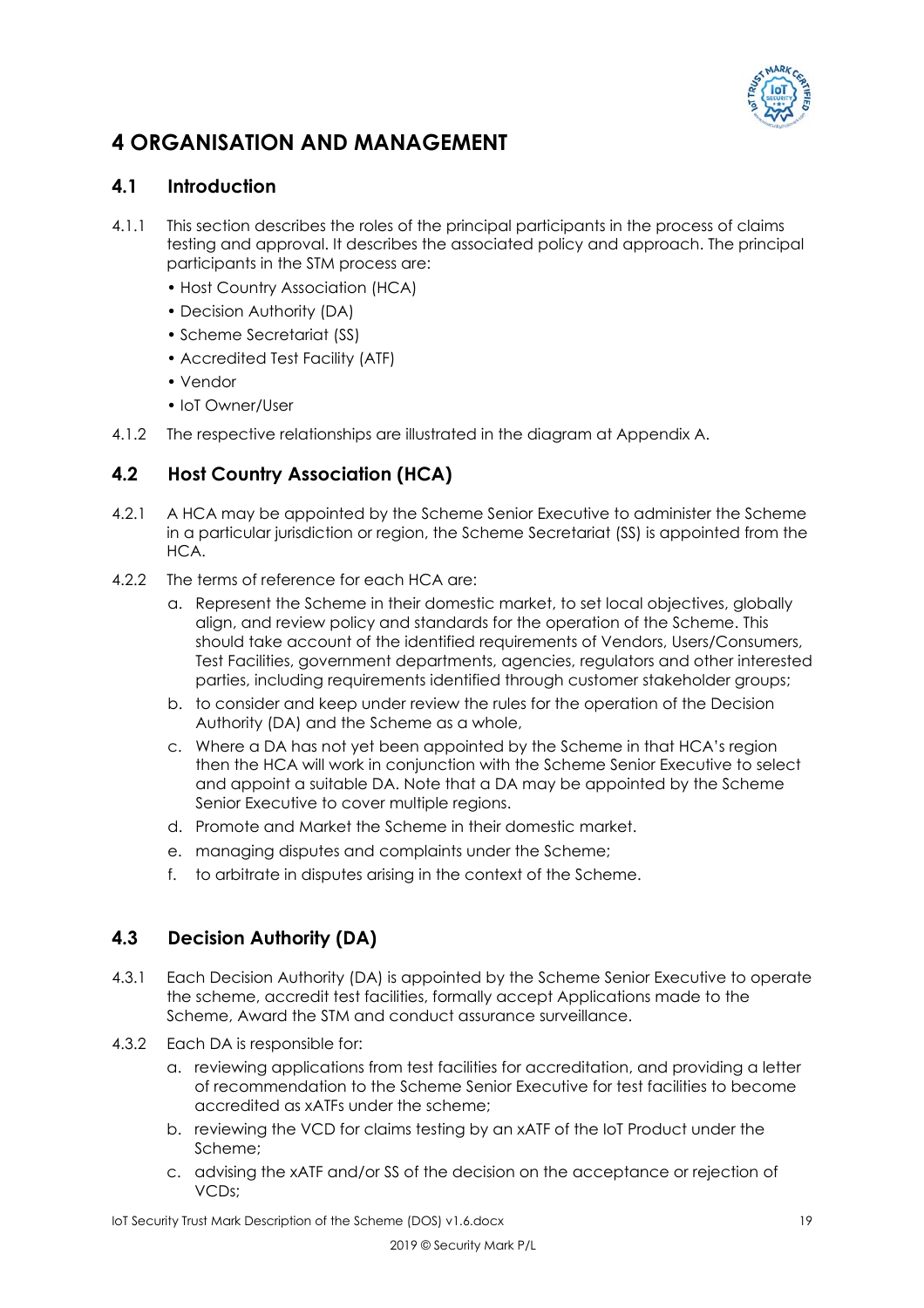# 4 ORGANISATION AND MANAGEMENT

## 4.1 Introduction

4.1.1 This section describes the roles of the principal participants in the process of claims testing and approval. It describes the associated policy and approach. The principal participants in the STM process are:

- Host Country Association (HCA)
- Decision Authority (DA)
- Scheme Secretariat (SS)
- Accredited Test Facility (ATF)
- Vendor
- IoT Owner/User

4.1.2 The respective relationships are illustrated in the diagram at Appendix A.

## 4.2 Host Country Association (HCA)

4.2.1 A HCA may be appointed by the Scheme Senior Executive to administer the Scheme in a particular jurisdiction or region, the Scheme Secretariat (SS) is appointed from the HCA.

4.2.2 The terms of reference for each HCA are:

a. Represent the Scheme in their domestic market, to set local objectives, globally align, and review policy and standards for the operation of the Scheme. This should take account of the identified requirements of Vendors, Users/Consumers, Test Facilities, government departments, agencies, regulators and other interested parties, including requirements identified through customer stakeholder groups;

b. to consider and keep under review the rules for the operation of the Decision Authority (DA) and the Scheme as a whole,

c. Where a DA has not yet been appointed by the Scheme in that HCA's region then the HCA will work in conjunction with the Scheme Senior Executive to select and appoint a suitable DA. Note that a DA may be appointed by the Scheme Senior Executive to cover multiple regions.

d. Promote and Market the Scheme in their domestic market.

e. managing disputes and complaints under the Scheme;

f. to arbitrate in disputes arising in the context of the Scheme.

## 4.3 Decision Authority (DA)

4.3.1 Each Decision Authority (DA) is appointed by the Scheme Senior Executive to operate the scheme, accredit test facilities, formally accept Applications made to the Scheme, Award the STM and conduct assurance surveillance.

4.3.2 Each DA is responsible for:

a. reviewing applications from test facilities for accreditation, and providing a letter of recommendation to the Scheme Senior Executive for test facilities to become accredited as xATFs under the scheme;

b. reviewing the VCD for claims testing by an xATF of the IoT Product under the Scheme;

c. advising the xATF and/or SS of the decision on the acceptance or rejection of VCDs;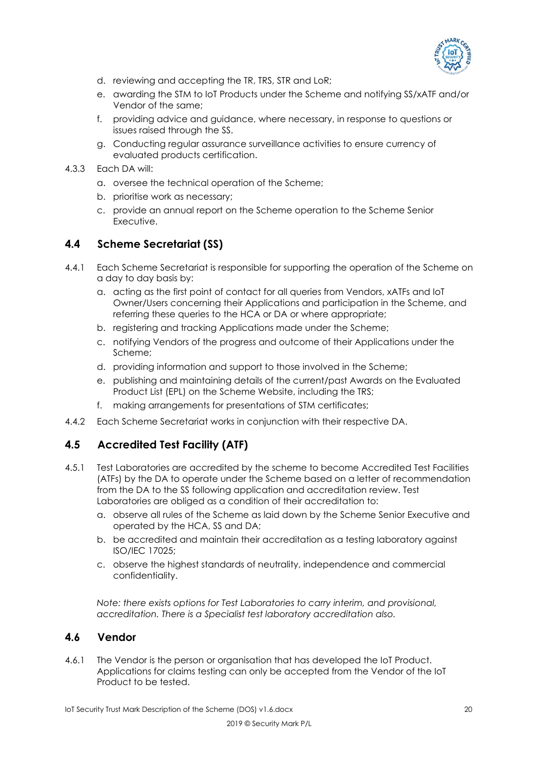d. reviewing and accepting the TR, TRS, STR and LoR;
e. awarding the STM to IoT Products under the Scheme and notifying SS/xATF and/or Vendor of the same;
f. providing advice and guidance, where necessary, in response to questions or issues raised through the SS.
g. Conducting regular assurance surveillance activities to ensure currency of evaluated products certification.

4.3.3 Each DA will:

a. oversee the technical operation of the Scheme;
b. prioritise work as necessary;
c. provide an annual report on the Scheme operation to the Scheme Senior Executive.

## 4.4 Scheme Secretariat (SS)

4.4.1 Each Scheme Secretariat is responsible for supporting the operation of the Scheme on a day to day basis by:

a. acting as the first point of contact for all queries from Vendors, xATFs and IoT Owner/Users concerning their Applications and participation in the Scheme, and referring these queries to the HCA or DA or where appropriate;
b. registering and tracking Applications made under the Scheme;
c. notifying Vendors of the progress and outcome of their Applications under the Scheme;
d. providing information and support to those involved in the Scheme;
e. publishing and maintaining details of the current/past Awards on the Evaluated Product List (EPL) on the Scheme Website, including the TRS;
f. making arrangements for presentations of STM certificates;

4.4.2 Each Scheme Secretariat works in conjunction with their respective DA.

## 4.5 Accredited Test Facility (ATF)

4.5.1 Test Laboratories are accredited by the scheme to become Accredited Test Facilities (ATFs) by the DA to operate under the Scheme based on a letter of recommendation from the DA to the SS following application and accreditation review. Test Laboratories are obliged as a condition of their accreditation to:

a. observe all rules of the Scheme as laid down by the Scheme Senior Executive and operated by the HCA, SS and DA;
b. be accredited and maintain their accreditation as a testing laboratory against ISO/IEC 17025;
c. observe the highest standards of neutrality, independence and commercial confidentiality.

*Note: there exists options for Test Laboratories to carry interim, and provisional, accreditation. There is a Specialist test laboratory accreditation also.*

## 4.6 Vendor

4.6.1 The Vendor is the person or organisation that has developed the IoT Product. Applications for claims testing can only be accepted from the Vendor of the IoT Product to be tested.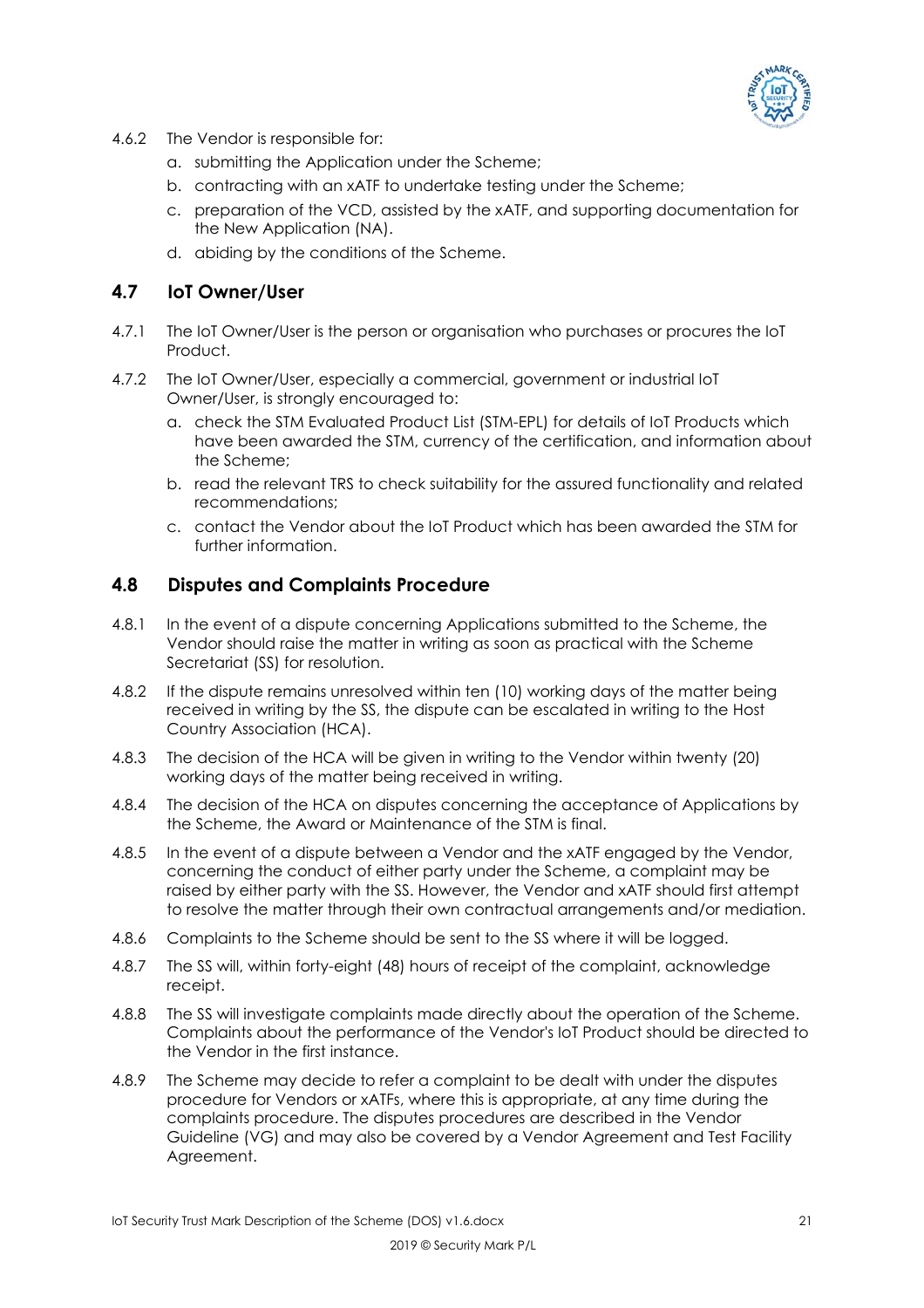4.6.2 The Vendor is responsible for:

a. submitting the Application under the Scheme;
b. contracting with an xATF to undertake testing under the Scheme;
c. preparation of the VCD, assisted by the xATF, and supporting documentation for the New Application (NA).
d. abiding by the conditions of the Scheme.

## 4.7 IoT Owner/User

4.7.1 The IoT Owner/User is the person or organisation who purchases or procures the IoT Product.

4.7.2 The IoT Owner/User, especially a commercial, government or industrial IoT Owner/User, is strongly encouraged to:

a. check the STM Evaluated Product List (STM-EPL) for details of IoT Products which have been awarded the STM, currency of the certification, and information about the Scheme;
b. read the relevant TRS to check suitability for the assured functionality and related recommendations;
c. contact the Vendor about the IoT Product which has been awarded the STM for further information.

## 4.8 Disputes and Complaints Procedure

4.8.1 In the event of a dispute concerning Applications submitted to the Scheme, the Vendor should raise the matter in writing as soon as practical with the Scheme Secretariat (SS) for resolution.

4.8.2 If the dispute remains unresolved within ten (10) working days of the matter being received in writing by the SS, the dispute can be escalated in writing to the Host Country Association (HCA).

4.8.3 The decision of the HCA will be given in writing to the Vendor within twenty (20) working days of the matter being received in writing.

4.8.4 The decision of the HCA on disputes concerning the acceptance of Applications by the Scheme, the Award or Maintenance of the STM is final.

4.8.5 In the event of a dispute between a Vendor and the xATF engaged by the Vendor, concerning the conduct of either party under the Scheme, a complaint may be raised by either party with the SS. However, the Vendor and xATF should first attempt to resolve the matter through their own contractual arrangements and/or mediation.

4.8.6 Complaints to the Scheme should be sent to the SS where it will be logged.

4.8.7 The SS will, within forty-eight (48) hours of receipt of the complaint, acknowledge receipt.

4.8.8 The SS will investigate complaints made directly about the operation of the Scheme. Complaints about the performance of the Vendor's IoT Product should be directed to the Vendor in the first instance.

4.8.9 The Scheme may decide to refer a complaint to be dealt with under the disputes procedure for Vendors or xATFs, where this is appropriate, at any time during the complaints procedure. The disputes procedures are described in the Vendor Guideline (VG) and may also be covered by a Vendor Agreement and Test Facility Agreement.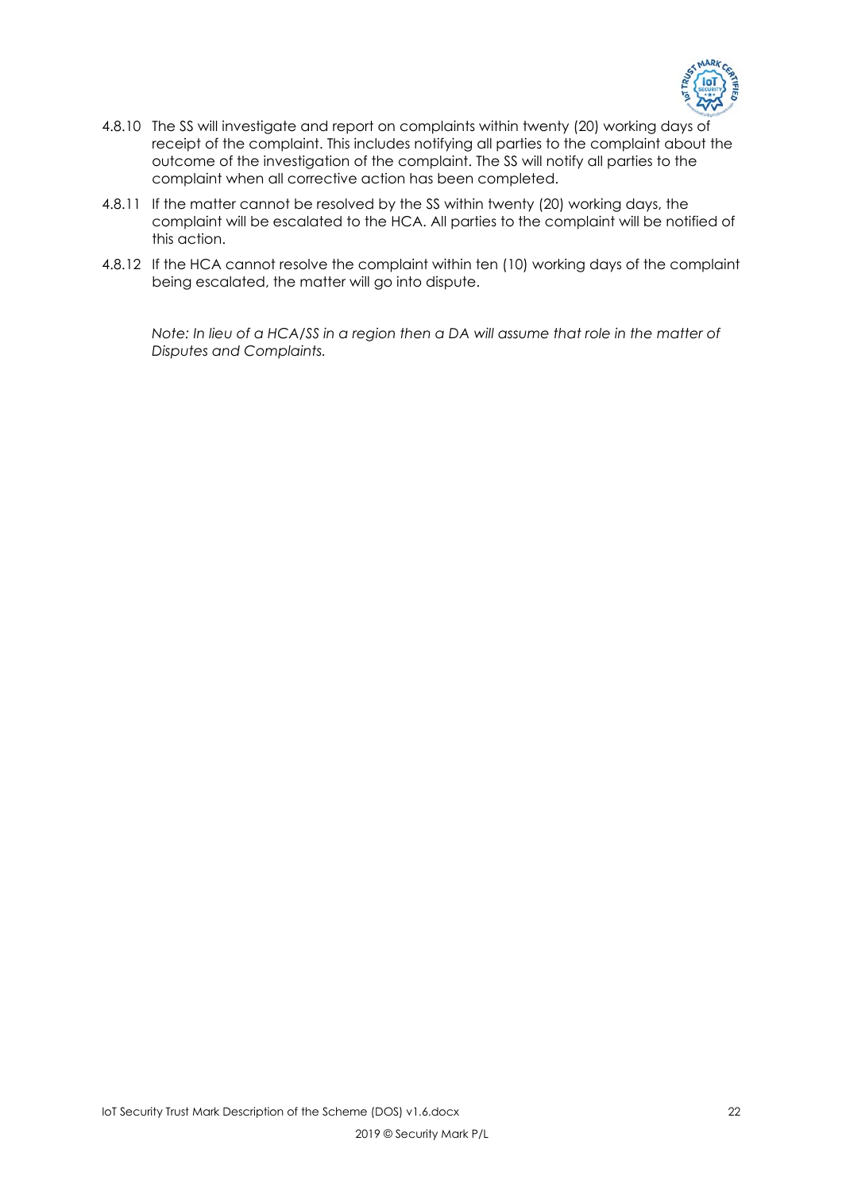4.8.10 The SS will investigate and report on complaints within twenty (20) working days of receipt of the complaint. This includes notifying all parties to the complaint about the outcome of the investigation of the complaint. The SS will notify all parties to the complaint when all corrective action has been completed.

4.8.11 If the matter cannot be resolved by the SS within twenty (20) working days, the complaint will be escalated to the HCA. All parties to the complaint will be notified of this action.

4.8.12 If the HCA cannot resolve the complaint within ten (10) working days of the complaint being escalated, the matter will go into dispute.

*Note: In lieu of a HCA/SS in a region then a DA will assume that role in the matter of Disputes and Complaints.*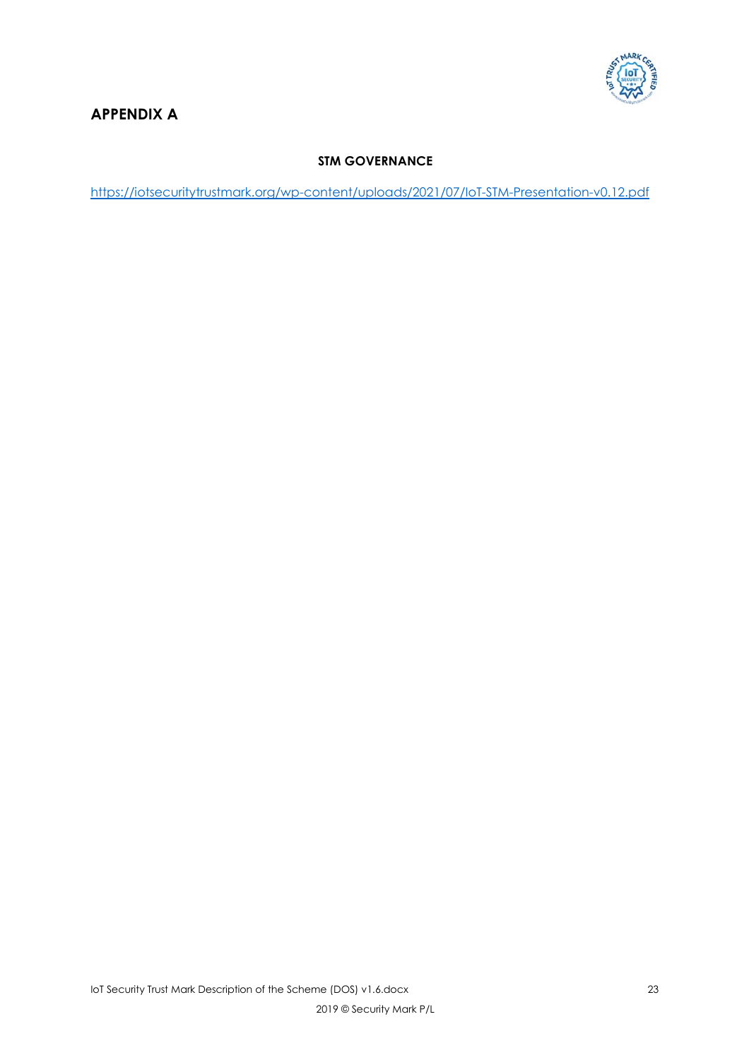## APPENDIX A

**STM GOVERNANCE**

https://iotsecuritytrustmark.org/wp-content/uploads/2021/07/IoT-STM-Presentation-v0.12.pdf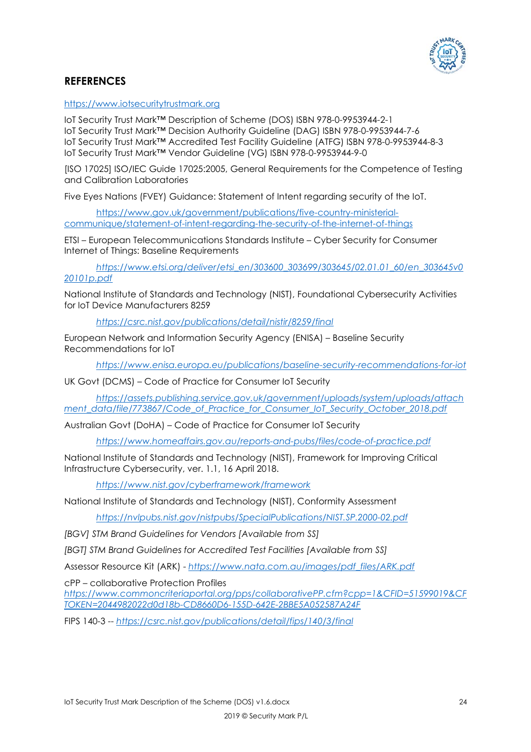## REFERENCES

https://www.iotsecuritytrustmark.org

IoT Security Trust Mark™ Description of Scheme (DOS) ISBN 978-0-9953944-2-1
IoT Security Trust Mark™ Decision Authority Guideline (DAG) ISBN 978-0-9953944-7-6
IoT Security Trust Mark™ Accredited Test Facility Guideline (ATFG) ISBN 978-0-9953944-8-3
IoT Security Trust Mark™ Vendor Guideline (VG) ISBN 978-0-9953944-9-0

[ISO 17025] ISO/IEC Guide 17025:2005, General Requirements for the Competence of Testing and Calibration Laboratories

Five Eyes Nations (FVEY) Guidance: Statement of Intent regarding security of the IoT.

https://www.gov.uk/government/publications/five-country-ministerial-communique/statement-of-intent-regarding-the-security-of-the-internet-of-things

ETSI – European Telecommunications Standards Institute – Cyber Security for Consumer Internet of Things: Baseline Requirements

*https://www.etsi.org/deliver/etsi_en/303600_303699/303645/02.01.01_60/en_303645v020101p.pdf*

National Institute of Standards and Technology (NIST), Foundational Cybersecurity Activities for IoT Device Manufacturers 8259

*https://csrc.nist.gov/publications/detail/nistir/8259/final*

European Network and Information Security Agency (ENISA) – Baseline Security Recommendations for IoT

*https://www.enisa.europa.eu/publications/baseline-security-recommendations-for-iot*

UK Govt (DCMS) – Code of Practice for Consumer IoT Security

*https://assets.publishing.service.gov.uk/government/uploads/system/uploads/attachment_data/file/773867/Code_of_Practice_for_Consumer_IoT_Security_October_2018.pdf*

Australian Govt (DoHA) – Code of Practice for Consumer IoT Security

*https://www.homeaffairs.gov.au/reports-and-pubs/files/code-of-practice.pdf*

National Institute of Standards and Technology (NIST), Framework for Improving Critical Infrastructure Cybersecurity, ver. 1.1, 16 April 2018.

*https://www.nist.gov/cyberframework/framework*

National Institute of Standards and Technology (NIST), Conformity Assessment

*https://nvlpubs.nist.gov/nistpubs/SpecialPublications/NIST.SP.2000-02.pdf*

*[BGV] STM Brand Guidelines for Vendors [Available from SS]*

*[BGT] STM Brand Guidelines for Accredited Test Facilities [Available from SS]*

Assessor Resource Kit (ARK) - *https://www.nata.com.au/images/pdf_files/ARK.pdf*

cPP – collaborative Protection Profiles
*https://www.commoncriteriaportal.org/pps/collaborativePP.cfm?cpp=1&CFID=51599019&CFTOKEN=2044982022d0d18b-CD8660D6-155D-642E-2BBE5A052587A24F*

FIPS 140-3 -- *https://csrc.nist.gov/publications/detail/fips/140/3/final*